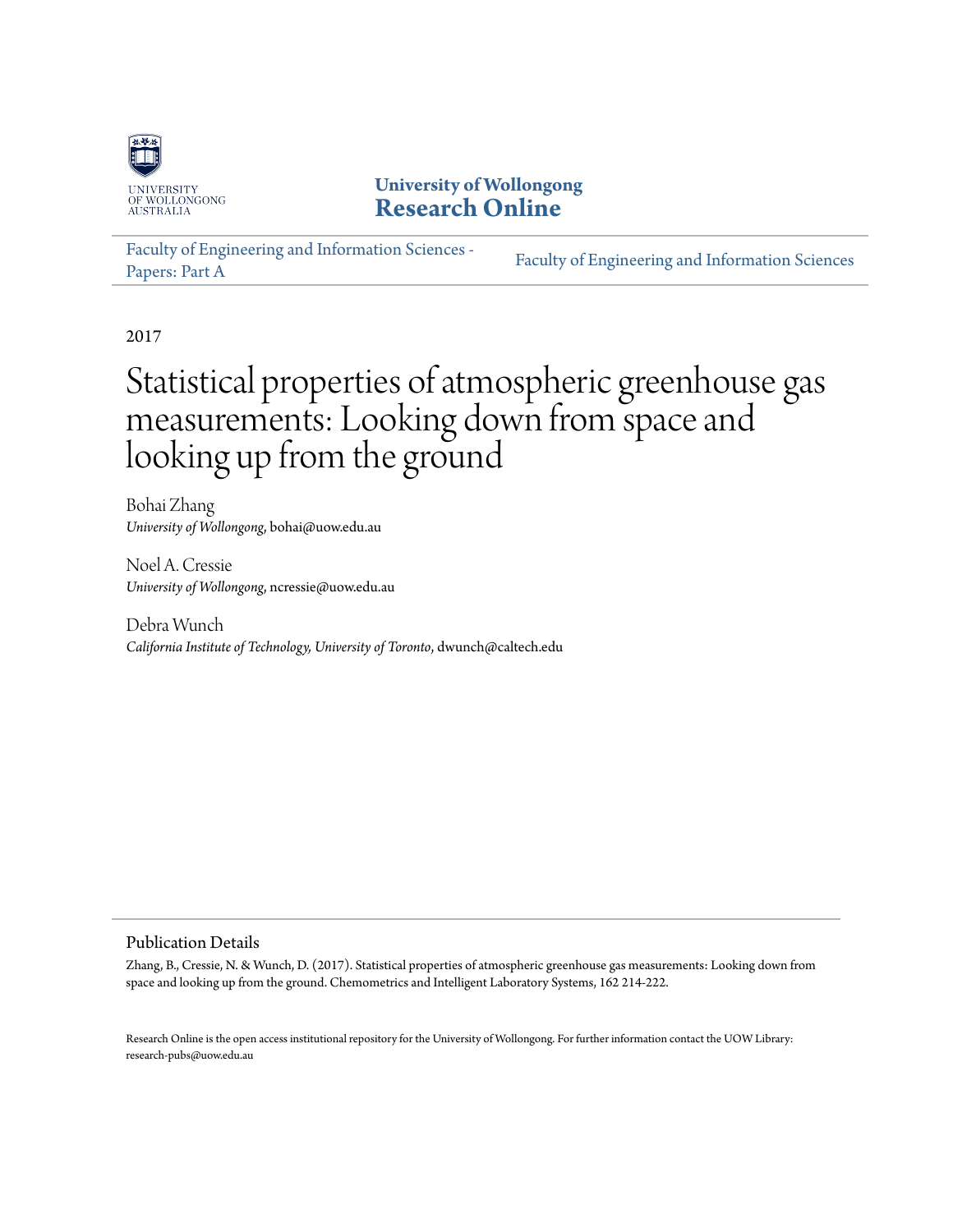University of Wollongong
**Research Online**

Faculty of Engineering and Information Sciences - Papers: Part A

Faculty of Engineering and Information Sciences

2017

# Statistical properties of atmospheric greenhouse gas measurements: Looking down from space and looking up from the ground

Bohai Zhang
*University of Wollongong*, bohai@uow.edu.au

Noel A. Cressie
*University of Wollongong*, ncressie@uow.edu.au

Debra Wunch
*California Institute of Technology, University of Toronto*, dwunch@caltech.edu

## Publication Details

Zhang, B., Cressie, N. & Wunch, D. (2017). Statistical properties of atmospheric greenhouse gas measurements: Looking down from space and looking up from the ground. Chemometrics and Intelligent Laboratory Systems, 162 214-222.

Research Online is the open access institutional repository for the University of Wollongong. For further information contact the UOW Library: research-pubs@uow.edu.au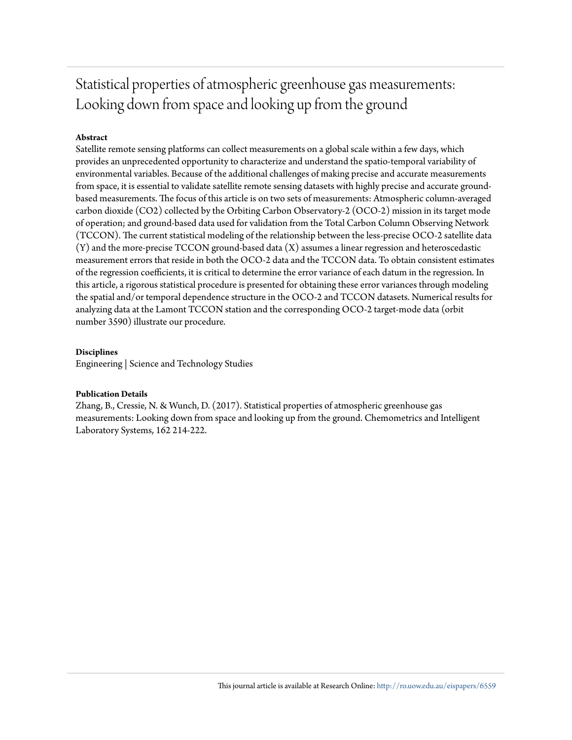# Statistical properties of atmospheric greenhouse gas measurements: Looking down from space and looking up from the ground

### Abstract

Satellite remote sensing platforms can collect measurements on a global scale within a few days, which provides an unprecedented opportunity to characterize and understand the spatio-temporal variability of environmental variables. Because of the additional challenges of making precise and accurate measurements from space, it is essential to validate satellite remote sensing datasets with highly precise and accurate ground-based measurements. The focus of this article is on two sets of measurements: Atmospheric column-averaged carbon dioxide (CO2) collected by the Orbiting Carbon Observatory-2 (OCO-2) mission in its target mode of operation; and ground-based data used for validation from the Total Carbon Column Observing Network (TCCON). The current statistical modeling of the relationship between the less-precise OCO-2 satellite data (Y) and the more-precise TCCON ground-based data (X) assumes a linear regression and heteroscedastic measurement errors that reside in both the OCO-2 data and the TCCON data. To obtain consistent estimates of the regression coefficients, it is critical to determine the error variance of each datum in the regression. In this article, a rigorous statistical procedure is presented for obtaining these error variances through modeling the spatial and/or temporal dependence structure in the OCO-2 and TCCON datasets. Numerical results for analyzing data at the Lamont TCCON station and the corresponding OCO-2 target-mode data (orbit number 3590) illustrate our procedure.

### Disciplines

Engineering | Science and Technology Studies

### Publication Details

Zhang, B., Cressie, N. & Wunch, D. (2017). Statistical properties of atmospheric greenhouse gas measurements: Looking down from space and looking up from the ground. Chemometrics and Intelligent Laboratory Systems, 162 214-222.

This journal article is available at Research Online: http://ro.uow.edu.au/eispapers/6559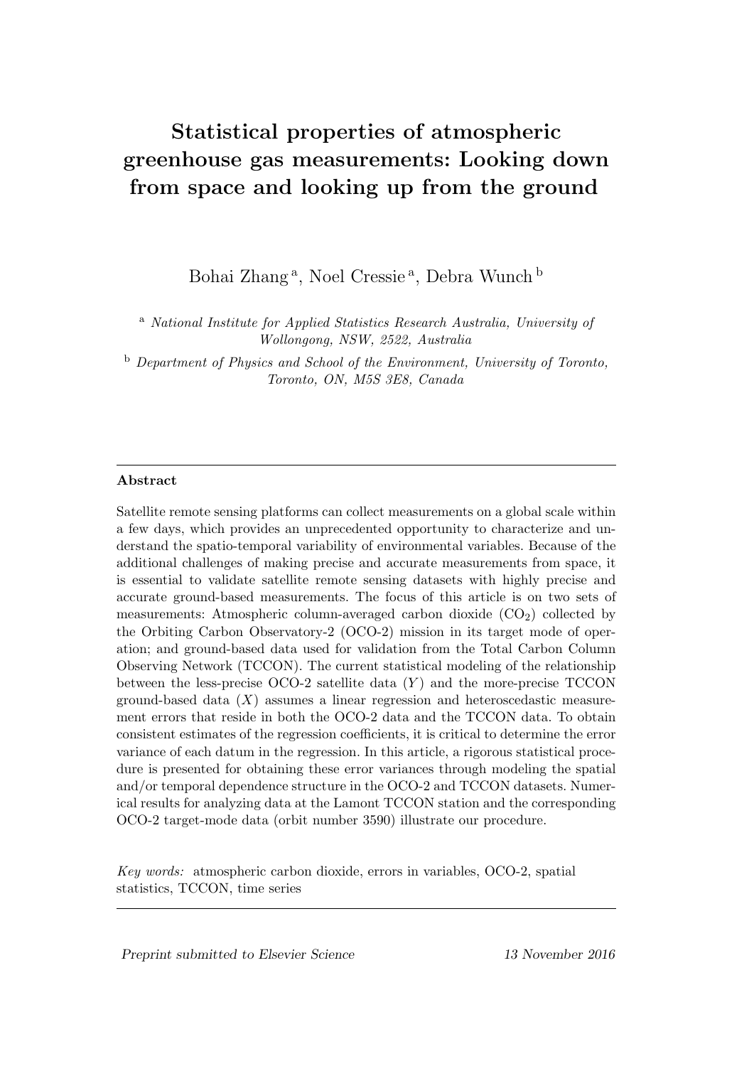# Statistical properties of atmospheric greenhouse gas measurements: Looking down from space and looking up from the ground

Bohai Zhang [a], Noel Cressie [a], Debra Wunch [b]

[a] *National Institute for Applied Statistics Research Australia, University of Wollongong, NSW, 2522, Australia*

[b] *Department of Physics and School of the Environment, University of Toronto, Toronto, ON, M5S 3E8, Canada*

---

**Abstract**

Satellite remote sensing platforms can collect measurements on a global scale within a few days, which provides an unprecedented opportunity to characterize and understand the spatio-temporal variability of environmental variables. Because of the additional challenges of making precise and accurate measurements from space, it is essential to validate satellite remote sensing datasets with highly precise and accurate ground-based measurements. The focus of this article is on two sets of measurements: Atmospheric column-averaged carbon dioxide ($CO_2$) collected by the Orbiting Carbon Observatory-2 (OCO-2) mission in its target mode of operation; and ground-based data used for validation from the Total Carbon Column Observing Network (TCCON). The current statistical modeling of the relationship between the less-precise OCO-2 satellite data ($Y$) and the more-precise TCCON ground-based data ($X$) assumes a linear regression and heteroscedastic measurement errors that reside in both the OCO-2 data and the TCCON data. To obtain consistent estimates of the regression coefficients, it is critical to determine the error variance of each datum in the regression. In this article, a rigorous statistical procedure is presented for obtaining these error variances through modeling the spatial and/or temporal dependence structure in the OCO-2 and TCCON datasets. Numerical results for analyzing data at the Lamont TCCON station and the corresponding OCO-2 target-mode data (orbit number 3590) illustrate our procedure.

*Key words:* atmospheric carbon dioxide, errors in variables, OCO-2, spatial statistics, TCCON, time series

---

*Preprint submitted to Elsevier Science* — *13 November 2016*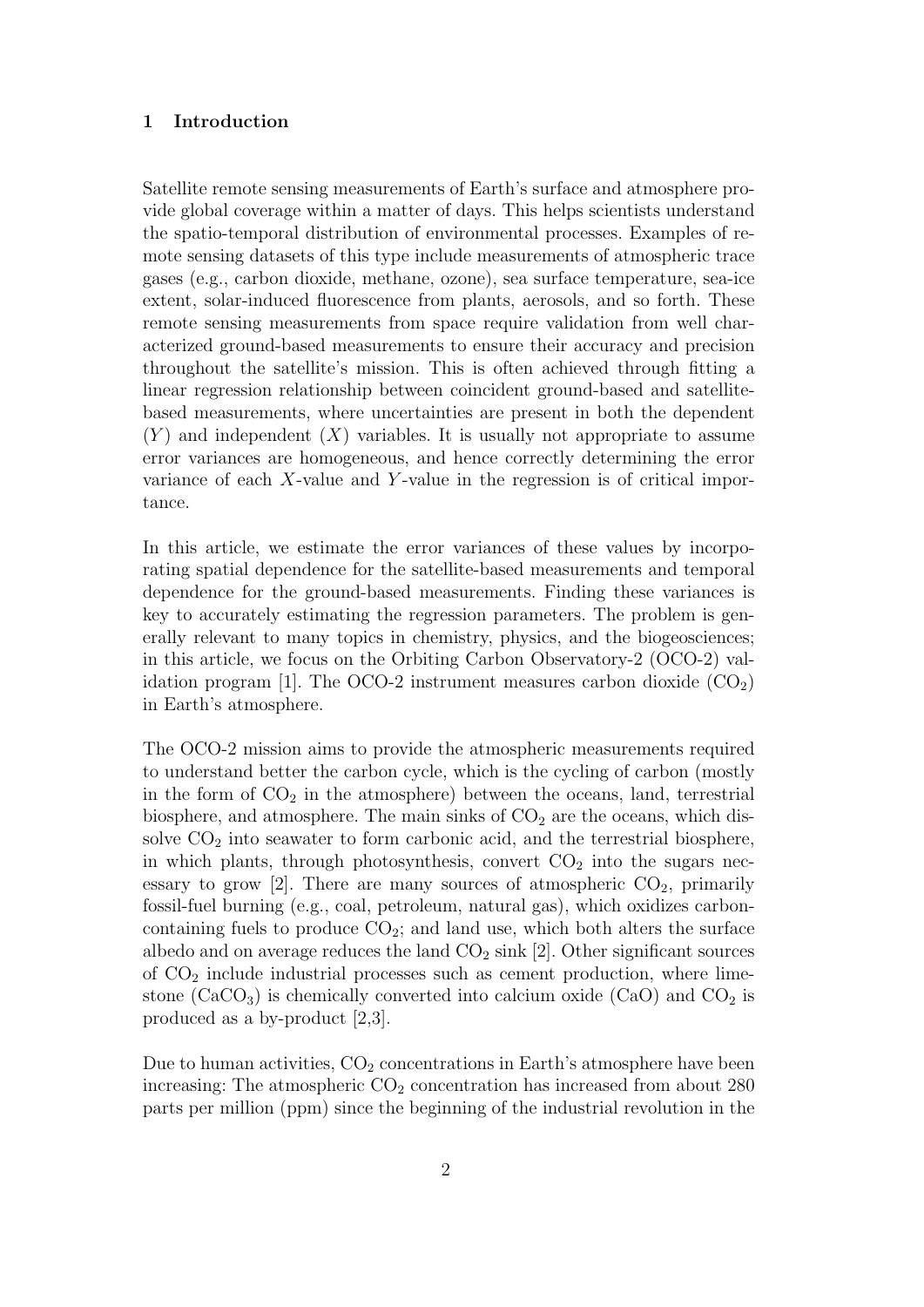## 1 Introduction

Satellite remote sensing measurements of Earth's surface and atmosphere provide global coverage within a matter of days. This helps scientists understand the spatio-temporal distribution of environmental processes. Examples of remote sensing datasets of this type include measurements of atmospheric trace gases (e.g., carbon dioxide, methane, ozone), sea surface temperature, sea-ice extent, solar-induced fluorescence from plants, aerosols, and so forth. These remote sensing measurements from space require validation from well characterized ground-based measurements to ensure their accuracy and precision throughout the satellite's mission. This is often achieved through fitting a linear regression relationship between coincident ground-based and satellite-based measurements, where uncertainties are present in both the dependent ($Y$) and independent ($X$) variables. It is usually not appropriate to assume error variances are homogeneous, and hence correctly determining the error variance of each $X$-value and $Y$-value in the regression is of critical importance.

In this article, we estimate the error variances of these values by incorporating spatial dependence for the satellite-based measurements and temporal dependence for the ground-based measurements. Finding these variances is key to accurately estimating the regression parameters. The problem is generally relevant to many topics in chemistry, physics, and the biogeosciences; in this article, we focus on the Orbiting Carbon Observatory-2 (OCO-2) validation program [1]. The OCO-2 instrument measures carbon dioxide ($CO_2$) in Earth's atmosphere.

The OCO-2 mission aims to provide the atmospheric measurements required to understand better the carbon cycle, which is the cycling of carbon (mostly in the form of $CO_2$ in the atmosphere) between the oceans, land, terrestrial biosphere, and atmosphere. The main sinks of $CO_2$ are the oceans, which dissolve $CO_2$ into seawater to form carbonic acid, and the terrestrial biosphere, in which plants, through photosynthesis, convert $CO_2$ into the sugars necessary to grow [2]. There are many sources of atmospheric $CO_2$, primarily fossil-fuel burning (e.g., coal, petroleum, natural gas), which oxidizes carbon-containing fuels to produce $CO_2$; and land use, which both alters the surface albedo and on average reduces the land $CO_2$ sink [2]. Other significant sources of $CO_2$ include industrial processes such as cement production, where limestone ($CaCO_3$) is chemically converted into calcium oxide ($CaO$) and $CO_2$ is produced as a by-product [2,3].

Due to human activities, $CO_2$ concentrations in Earth's atmosphere have been increasing: The atmospheric $CO_2$ concentration has increased from about 280 parts per million (ppm) since the beginning of the industrial revolution in the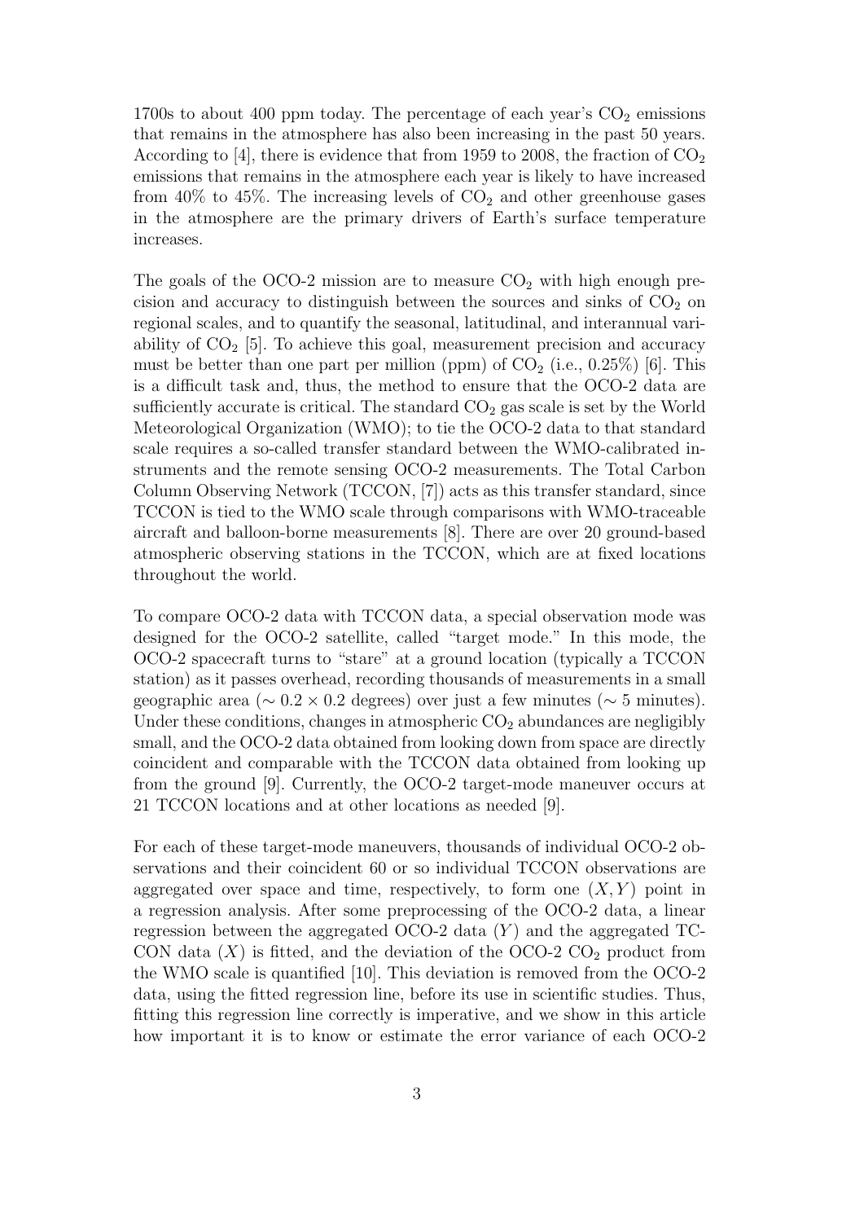1700s to about 400 ppm today. The percentage of each year's $CO_2$ emissions that remains in the atmosphere has also been increasing in the past 50 years. According to [4], there is evidence that from 1959 to 2008, the fraction of $CO_2$ emissions that remains in the atmosphere each year is likely to have increased from 40% to 45%. The increasing levels of $CO_2$ and other greenhouse gases in the atmosphere are the primary drivers of Earth's surface temperature increases.

The goals of the OCO-2 mission are to measure $CO_2$ with high enough precision and accuracy to distinguish between the sources and sinks of $CO_2$ on regional scales, and to quantify the seasonal, latitudinal, and interannual variability of $CO_2$ [5]. To achieve this goal, measurement precision and accuracy must be better than one part per million (ppm) of $CO_2$ (i.e., 0.25%) [6]. This is a difficult task and, thus, the method to ensure that the OCO-2 data are sufficiently accurate is critical. The standard $CO_2$ gas scale is set by the World Meteorological Organization (WMO); to tie the OCO-2 data to that standard scale requires a so-called transfer standard between the WMO-calibrated instruments and the remote sensing OCO-2 measurements. The Total Carbon Column Observing Network (TCCON, [7]) acts as this transfer standard, since TCCON is tied to the WMO scale through comparisons with WMO-traceable aircraft and balloon-borne measurements [8]. There are over 20 ground-based atmospheric observing stations in the TCCON, which are at fixed locations throughout the world.

To compare OCO-2 data with TCCON data, a special observation mode was designed for the OCO-2 satellite, called "target mode." In this mode, the OCO-2 spacecraft turns to "stare" at a ground location (typically a TCCON station) as it passes overhead, recording thousands of measurements in a small geographic area ($\sim 0.2 \times 0.2$ degrees) over just a few minutes ($\sim 5$ minutes). Under these conditions, changes in atmospheric $CO_2$ abundances are negligibly small, and the OCO-2 data obtained from looking down from space are directly coincident and comparable with the TCCON data obtained from looking up from the ground [9]. Currently, the OCO-2 target-mode maneuver occurs at 21 TCCON locations and at other locations as needed [9].

For each of these target-mode maneuvers, thousands of individual OCO-2 observations and their coincident 60 or so individual TCCON observations are aggregated over space and time, respectively, to form one $(X, Y)$ point in a regression analysis. After some preprocessing of the OCO-2 data, a linear regression between the aggregated OCO-2 data ($Y$) and the aggregated TCCON data ($X$) is fitted, and the deviation of the OCO-2 $CO_2$ product from the WMO scale is quantified [10]. This deviation is removed from the OCO-2 data, using the fitted regression line, before its use in scientific studies. Thus, fitting this regression line correctly is imperative, and we show in this article how important it is to know or estimate the error variance of each OCO-2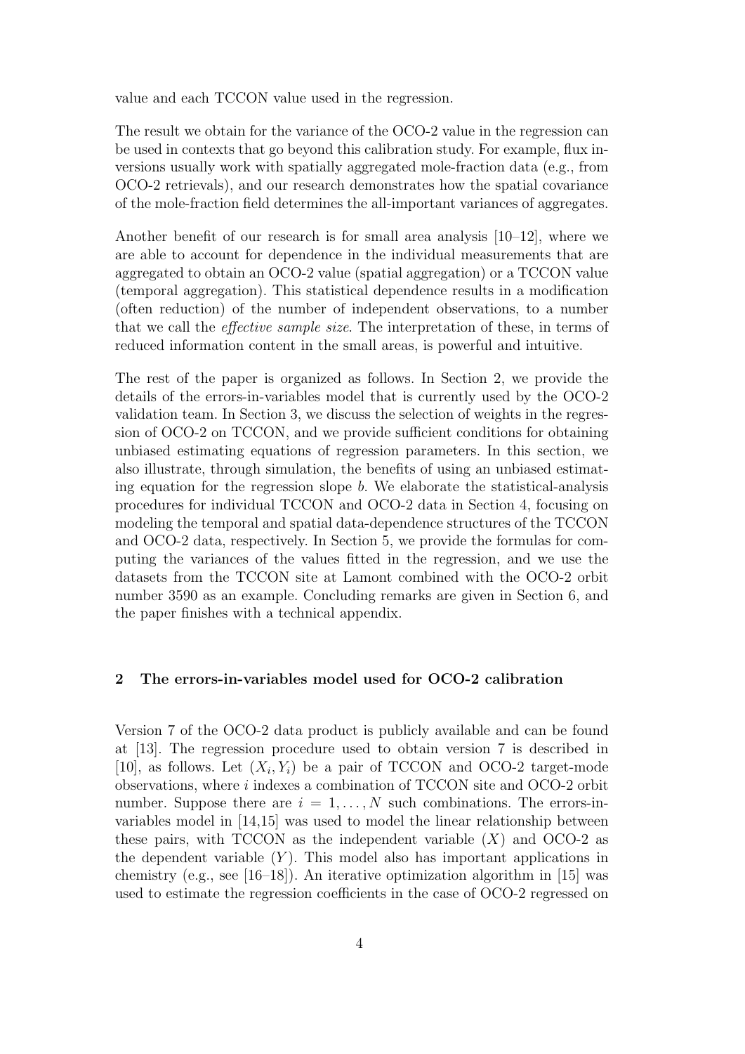value and each TCCON value used in the regression.

The result we obtain for the variance of the OCO-2 value in the regression can be used in contexts that go beyond this calibration study. For example, flux inversions usually work with spatially aggregated mole-fraction data (e.g., from OCO-2 retrievals), and our research demonstrates how the spatial covariance of the mole-fraction field determines the all-important variances of aggregates.

Another benefit of our research is for small area analysis [10–12], where we are able to account for dependence in the individual measurements that are aggregated to obtain an OCO-2 value (spatial aggregation) or a TCCON value (temporal aggregation). This statistical dependence results in a modification (often reduction) of the number of independent observations, to a number that we call the *effective sample size*. The interpretation of these, in terms of reduced information content in the small areas, is powerful and intuitive.

The rest of the paper is organized as follows. In Section 2, we provide the details of the errors-in-variables model that is currently used by the OCO-2 validation team. In Section 3, we discuss the selection of weights in the regression of OCO-2 on TCCON, and we provide sufficient conditions for obtaining unbiased estimating equations of regression parameters. In this section, we also illustrate, through simulation, the benefits of using an unbiased estimating equation for the regression slope $b$. We elaborate the statistical-analysis procedures for individual TCCON and OCO-2 data in Section 4, focusing on modeling the temporal and spatial data-dependence structures of the TCCON and OCO-2 data, respectively. In Section 5, we provide the formulas for computing the variances of the values fitted in the regression, and we use the datasets from the TCCON site at Lamont combined with the OCO-2 orbit number 3590 as an example. Concluding remarks are given in Section 6, and the paper finishes with a technical appendix.

## 2 The errors-in-variables model used for OCO-2 calibration

Version 7 of the OCO-2 data product is publicly available and can be found at [13]. The regression procedure used to obtain version 7 is described in [10], as follows. Let $(X_i, Y_i)$ be a pair of TCCON and OCO-2 target-mode observations, where $i$ indexes a combination of TCCON site and OCO-2 orbit number. Suppose there are $i = 1, \ldots, N$ such combinations. The errors-in-variables model in [14,15] was used to model the linear relationship between these pairs, with TCCON as the independent variable ($X$) and OCO-2 as the dependent variable ($Y$). This model also has important applications in chemistry (e.g., see [16–18]). An iterative optimization algorithm in [15] was used to estimate the regression coefficients in the case of OCO-2 regressed on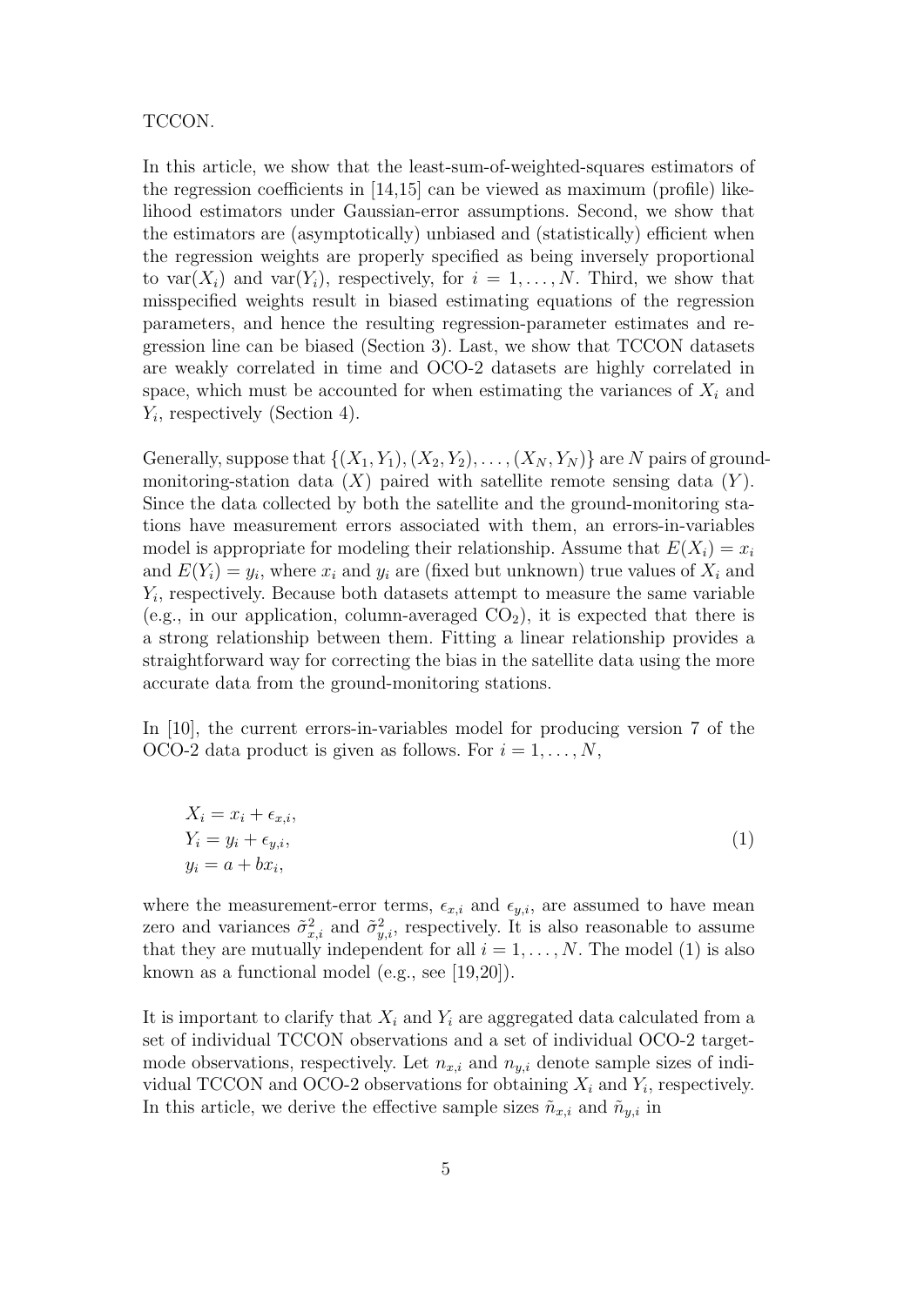TCCON.

In this article, we show that the least-sum-of-weighted-squares estimators of the regression coefficients in [14,15] can be viewed as maximum (profile) likelihood estimators under Gaussian-error assumptions. Second, we show that the estimators are (asymptotically) unbiased and (statistically) efficient when the regression weights are properly specified as being inversely proportional to $\text{var}(X_i)$ and $\text{var}(Y_i)$, respectively, for $i = 1, \ldots, N$. Third, we show that misspecified weights result in biased estimating equations of the regression parameters, and hence the resulting regression-parameter estimates and regression line can be biased (Section 3). Last, we show that TCCON datasets are weakly correlated in time and OCO-2 datasets are highly correlated in space, which must be accounted for when estimating the variances of $X_i$ and $Y_i$, respectively (Section 4).

Generally, suppose that $\{(X_1, Y_1), (X_2, Y_2), \ldots, (X_N, Y_N)\}$ are $N$ pairs of ground-monitoring-station data ($X$) paired with satellite remote sensing data ($Y$). Since the data collected by both the satellite and the ground-monitoring stations have measurement errors associated with them, an errors-in-variables model is appropriate for modeling their relationship. Assume that $E(X_i) = x_i$ and $E(Y_i) = y_i$, where $x_i$ and $y_i$ are (fixed but unknown) true values of $X_i$ and $Y_i$, respectively. Because both datasets attempt to measure the same variable (e.g., in our application, column-averaged $CO_2$), it is expected that there is a strong relationship between them. Fitting a linear relationship provides a straightforward way for correcting the bias in the satellite data using the more accurate data from the ground-monitoring stations.

In [10], the current errors-in-variables model for producing version 7 of the OCO-2 data product is given as follows. For $i = 1, \ldots, N$,

$$
\begin{aligned}
X_i &= x_i + \epsilon_{x,i}, \\
Y_i &= y_i + \epsilon_{y,i}, \\
y_i &= a + b x_i,
\end{aligned}
\tag{1}
$$

where the measurement-error terms, $\epsilon_{x,i}$ and $\epsilon_{y,i}$, are assumed to have mean zero and variances $\tilde{\sigma}^2_{x,i}$ and $\tilde{\sigma}^2_{y,i}$, respectively. It is also reasonable to assume that they are mutually independent for all $i = 1, \ldots, N$. The model (1) is also known as a functional model (e.g., see [19,20]).

It is important to clarify that $X_i$ and $Y_i$ are aggregated data calculated from a set of individual TCCON observations and a set of individual OCO-2 target-mode observations, respectively. Let $n_{x,i}$ and $n_{y,i}$ denote sample sizes of individual TCCON and OCO-2 observations for obtaining $X_i$ and $Y_i$, respectively. In this article, we derive the effective sample sizes $\tilde{n}_{x,i}$ and $\tilde{n}_{y,i}$ in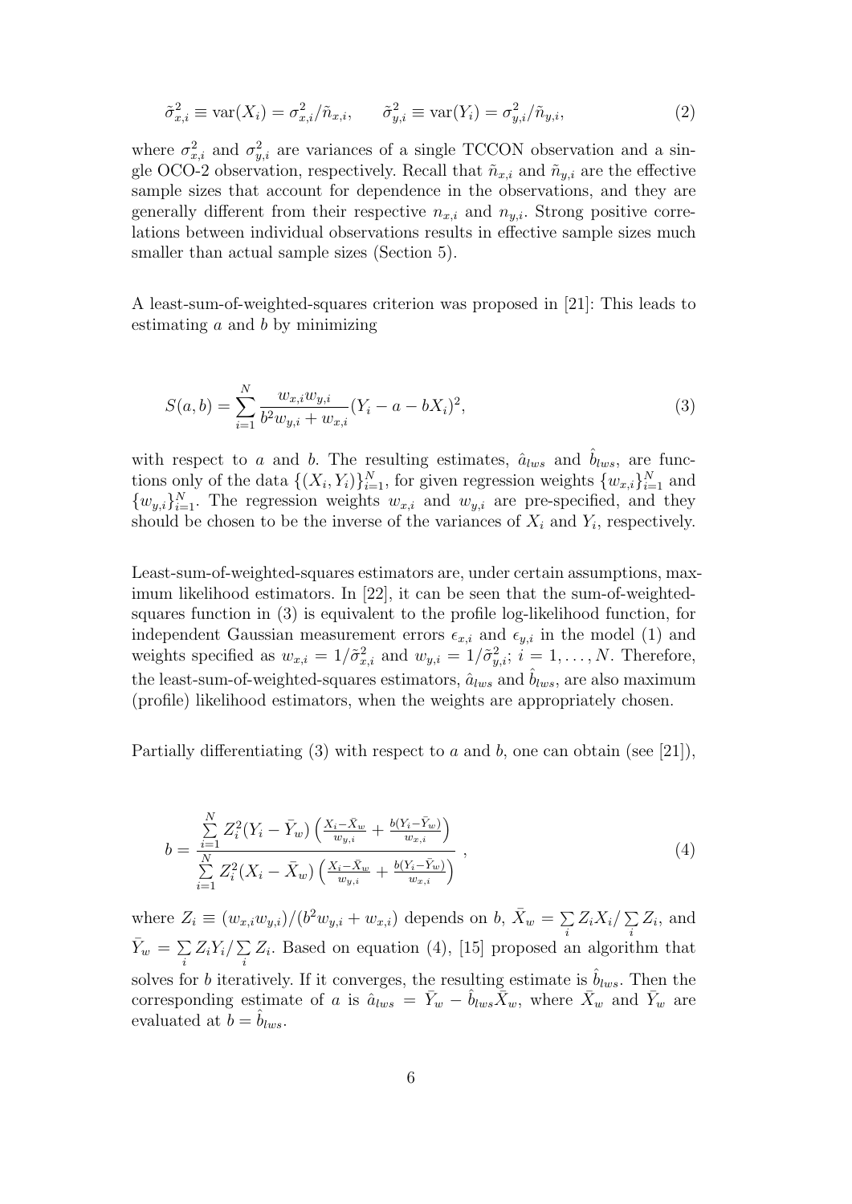$$\tilde{\sigma}_{x,i}^2 \equiv \text{var}(X_i) = \sigma_{x,i}^2/\tilde{n}_{x,i}, \qquad \tilde{\sigma}_{y,i}^2 \equiv \text{var}(Y_i) = \sigma_{y,i}^2/\tilde{n}_{y,i}, \tag{2}$$

where $\sigma_{x,i}^2$ and $\sigma_{y,i}^2$ are variances of a single TCCON observation and a single OCO-2 observation, respectively. Recall that $\tilde{n}_{x,i}$ and $\tilde{n}_{y,i}$ are the effective sample sizes that account for dependence in the observations, and they are generally different from their respective $n_{x,i}$ and $n_{y,i}$. Strong positive correlations between individual observations results in effective sample sizes much smaller than actual sample sizes (Section 5).

A least-sum-of-weighted-squares criterion was proposed in [21]: This leads to estimating $a$ and $b$ by minimizing

$$S(a,b) = \sum_{i=1}^{N} \frac{w_{x,i}w_{y,i}}{b^2 w_{y,i} + w_{x,i}} (Y_i - a - bX_i)^2, \tag{3}$$

with respect to $a$ and $b$. The resulting estimates, $\hat{a}_{lws}$ and $\hat{b}_{lws}$, are functions only of the data $\{(X_i, Y_i)\}_{i=1}^N$, for given regression weights $\{w_{x,i}\}_{i=1}^N$ and $\{w_{y,i}\}_{i=1}^N$. The regression weights $w_{x,i}$ and $w_{y,i}$ are pre-specified, and they should be chosen to be the inverse of the variances of $X_i$ and $Y_i$, respectively.

Least-sum-of-weighted-squares estimators are, under certain assumptions, maximum likelihood estimators. In [22], it can be seen that the sum-of-weighted-squares function in (3) is equivalent to the profile log-likelihood function, for independent Gaussian measurement errors $\epsilon_{x,i}$ and $\epsilon_{y,i}$ in the model (1) and weights specified as $w_{x,i} = 1/\tilde{\sigma}_{x,i}^2$ and $w_{y,i} = 1/\tilde{\sigma}_{y,i}^2$; $i = 1, \ldots, N$. Therefore, the least-sum-of-weighted-squares estimators, $\hat{a}_{lws}$ and $\hat{b}_{lws}$, are also maximum (profile) likelihood estimators, when the weights are appropriately chosen.

Partially differentiating (3) with respect to $a$ and $b$, one can obtain (see [21]),

$$b = \frac{\sum_{i=1}^{N} Z_i^2 (Y_i - \bar{Y}_w) \left( \frac{X_i - \bar{X}_w}{w_{y,i}} + \frac{b(Y_i - \bar{Y}_w)}{w_{x,i}} \right)}{\sum_{i=1}^{N} Z_i^2 (X_i - \bar{X}_w) \left( \frac{X_i - \bar{X}_w}{w_{y,i}} + \frac{b(Y_i - \bar{Y}_w)}{w_{x,i}} \right)}, \tag{4}$$

where $Z_i \equiv (w_{x,i}w_{y,i})/(b^2 w_{y,i} + w_{x,i})$ depends on $b$, $\bar{X}_w = \sum_i Z_i X_i / \sum_i Z_i$, and $\bar{Y}_w = \sum_i Z_i Y_i / \sum_i Z_i$. Based on equation (4), [15] proposed an algorithm that solves for $b$ iteratively. If it converges, the resulting estimate is $\hat{b}_{lws}$. Then the corresponding estimate of $a$ is $\hat{a}_{lws} = \bar{Y}_w - \hat{b}_{lws}\bar{X}_w$, where $\bar{X}_w$ and $\bar{Y}_w$ are evaluated at $b = \hat{b}_{lws}$.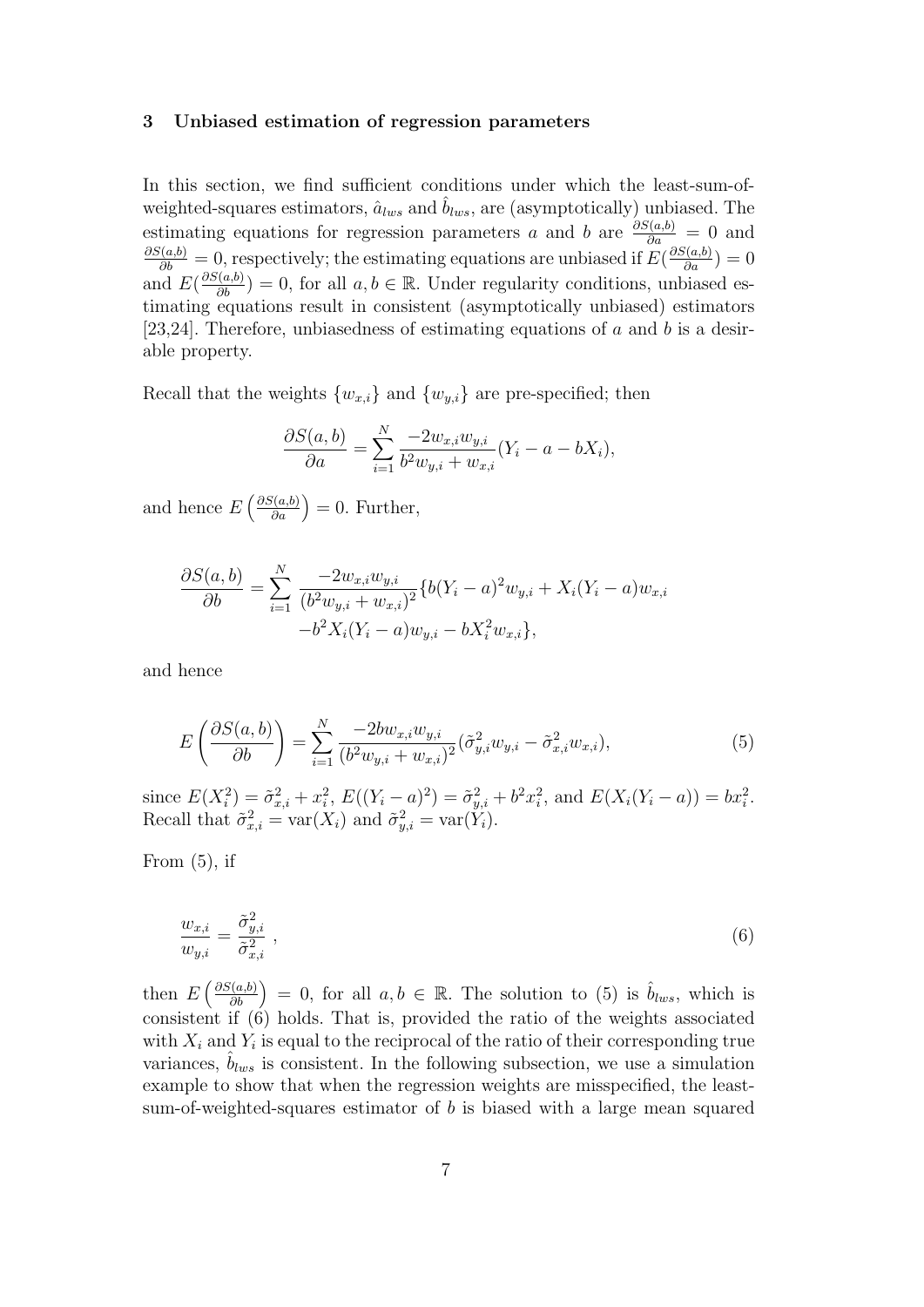### 3 Unbiased estimation of regression parameters

In this section, we find sufficient conditions under which the least-sum-of-weighted-squares estimators, $\hat{a}_{lws}$ and $\hat{b}_{lws}$, are (asymptotically) unbiased. The estimating equations for regression parameters $a$ and $b$ are $\frac{\partial S(a,b)}{\partial a} = 0$ and $\frac{\partial S(a,b)}{\partial b} = 0$, respectively; the estimating equations are unbiased if $E(\frac{\partial S(a,b)}{\partial a}) = 0$ and $E(\frac{\partial S(a,b)}{\partial b}) = 0$, for all $a, b \in \mathbb{R}$. Under regularity conditions, unbiased estimating equations result in consistent (asymptotically unbiased) estimators [23,24]. Therefore, unbiasedness of estimating equations of $a$ and $b$ is a desirable property.

Recall that the weights $\{w_{x,i}\}$ and $\{w_{y,i}\}$ are pre-specified; then

$$\frac{\partial S(a,b)}{\partial a} = \sum_{i=1}^{N} \frac{-2w_{x,i}w_{y,i}}{b^2 w_{y,i} + w_{x,i}}(Y_i - a - bX_i),$$

and hence $E\left(\frac{\partial S(a,b)}{\partial a}\right) = 0$. Further,

$$\begin{aligned}\frac{\partial S(a,b)}{\partial b} = \sum_{i=1}^{N} \frac{-2w_{x,i}w_{y,i}}{(b^2 w_{y,i} + w_{x,i})^2}\{&b(Y_i - a)^2 w_{y,i} + X_i(Y_i - a)w_{x,i} \\ &-b^2 X_i(Y_i - a)w_{y,i} - bX_i^2 w_{x,i}\},\end{aligned}$$

and hence

$$E\left(\frac{\partial S(a,b)}{\partial b}\right) = \sum_{i=1}^{N} \frac{-2bw_{x,i}w_{y,i}}{(b^2 w_{y,i} + w_{x,i})^2}(\tilde{\sigma}_{y,i}^2 w_{y,i} - \tilde{\sigma}_{x,i}^2 w_{x,i}), \tag{5}$$

since $E(X_i^2) = \tilde{\sigma}_{x,i}^2 + x_i^2$, $E((Y_i - a)^2) = \tilde{\sigma}_{y,i}^2 + b^2 x_i^2$, and $E(X_i(Y_i - a)) = bx_i^2$. Recall that $\tilde{\sigma}_{x,i}^2 = \mathrm{var}(X_i)$ and $\tilde{\sigma}_{y,i}^2 = \mathrm{var}(Y_i)$.

From (5), if

$$\frac{w_{x,i}}{w_{y,i}} = \frac{\tilde{\sigma}_{y,i}^2}{\tilde{\sigma}_{x,i}^2}, \tag{6}$$

then $E\left(\frac{\partial S(a,b)}{\partial b}\right) = 0$, for all $a, b \in \mathbb{R}$. The solution to (5) is $\hat{b}_{lws}$, which is consistent if (6) holds. That is, provided the ratio of the weights associated with $X_i$ and $Y_i$ is equal to the reciprocal of the ratio of their corresponding true variances, $\hat{b}_{lws}$ is consistent. In the following subsection, we use a simulation example to show that when the regression weights are misspecified, the least-sum-of-weighted-squares estimator of $b$ is biased with a large mean squared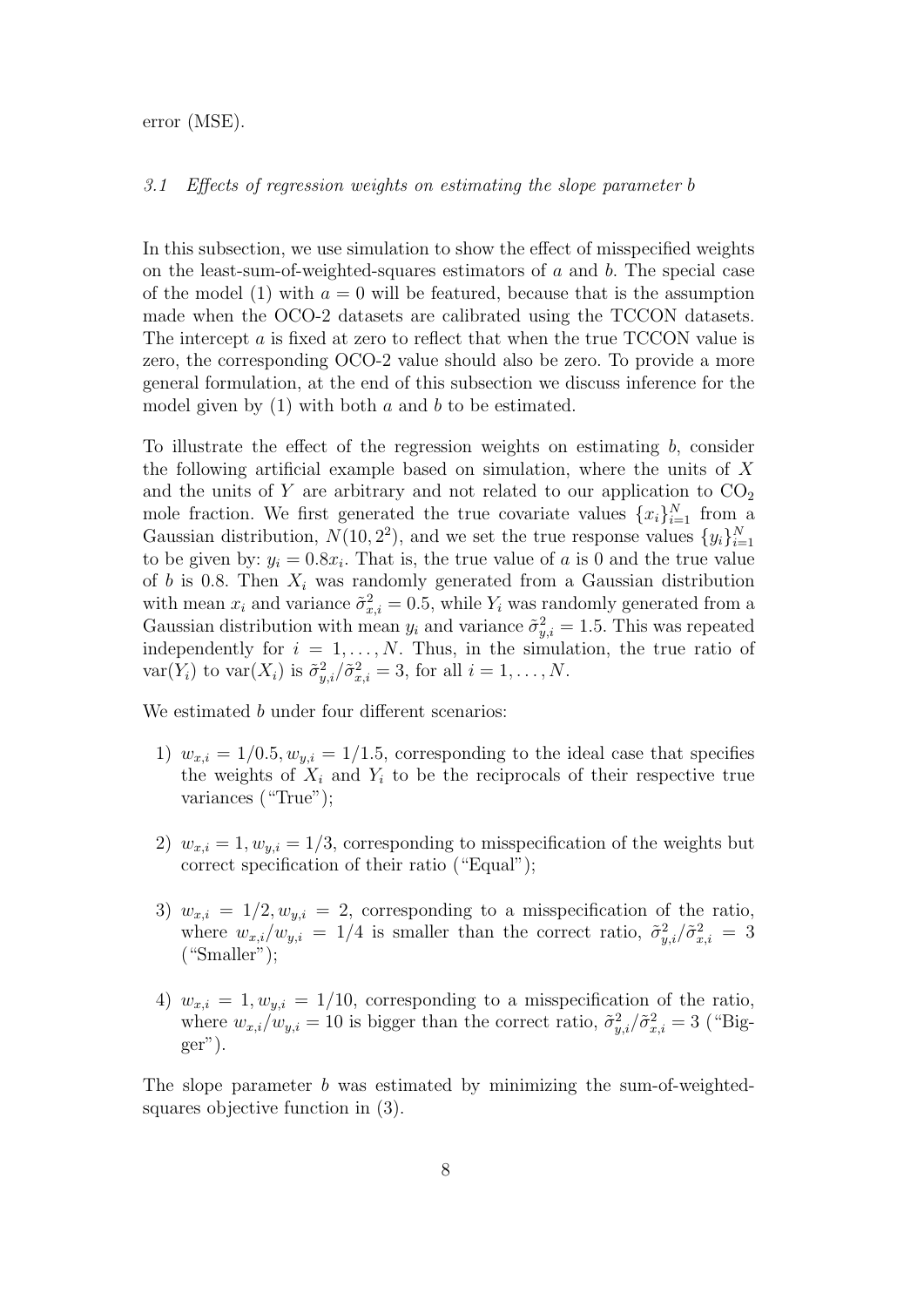error (MSE).

### *3.1 Effects of regression weights on estimating the slope parameter b*

In this subsection, we use simulation to show the effect of misspecified weights on the least-sum-of-weighted-squares estimators of $a$ and $b$. The special case of the model (1) with $a = 0$ will be featured, because that is the assumption made when the OCO-2 datasets are calibrated using the TCCON datasets. The intercept $a$ is fixed at zero to reflect that when the true TCCON value is zero, the corresponding OCO-2 value should also be zero. To provide a more general formulation, at the end of this subsection we discuss inference for the model given by (1) with both $a$ and $b$ to be estimated.

To illustrate the effect of the regression weights on estimating $b$, consider the following artificial example based on simulation, where the units of $X$ and the units of $Y$ are arbitrary and not related to our application to $CO_2$ mole fraction. We first generated the true covariate values $\{x_i\}_{i=1}^N$ from a Gaussian distribution, $N(10, 2^2)$, and we set the true response values $\{y_i\}_{i=1}^N$ to be given by: $y_i = 0.8x_i$. That is, the true value of $a$ is 0 and the true value of $b$ is 0.8. Then $X_i$ was randomly generated from a Gaussian distribution with mean $x_i$ and variance $\tilde{\sigma}_{x,i}^2 = 0.5$, while $Y_i$ was randomly generated from a Gaussian distribution with mean $y_i$ and variance $\tilde{\sigma}_{y,i}^2 = 1.5$. This was repeated independently for $i = 1, \ldots, N$. Thus, in the simulation, the true ratio of $\mathrm{var}(Y_i)$ to $\mathrm{var}(X_i)$ is $\tilde{\sigma}_{y,i}^2/\tilde{\sigma}_{x,i}^2 = 3$, for all $i = 1, \ldots, N$.

We estimated $b$ under four different scenarios:

1) $w_{x,i} = 1/0.5, w_{y,i} = 1/1.5$, corresponding to the ideal case that specifies the weights of $X_i$ and $Y_i$ to be the reciprocals of their respective true variances ("True");

2) $w_{x,i} = 1, w_{y,i} = 1/3$, corresponding to misspecification of the weights but correct specification of their ratio ("Equal");

3) $w_{x,i} = 1/2, w_{y,i} = 2$, corresponding to a misspecification of the ratio, where $w_{x,i}/w_{y,i} = 1/4$ is smaller than the correct ratio, $\tilde{\sigma}_{y,i}^2/\tilde{\sigma}_{x,i}^2 = 3$ ("Smaller");

4) $w_{x,i} = 1, w_{y,i} = 1/10$, corresponding to a misspecification of the ratio, where $w_{x,i}/w_{y,i} = 10$ is bigger than the correct ratio, $\tilde{\sigma}_{y,i}^2/\tilde{\sigma}_{x,i}^2 = 3$ ("Bigger").

The slope parameter $b$ was estimated by minimizing the sum-of-weighted-squares objective function in (3).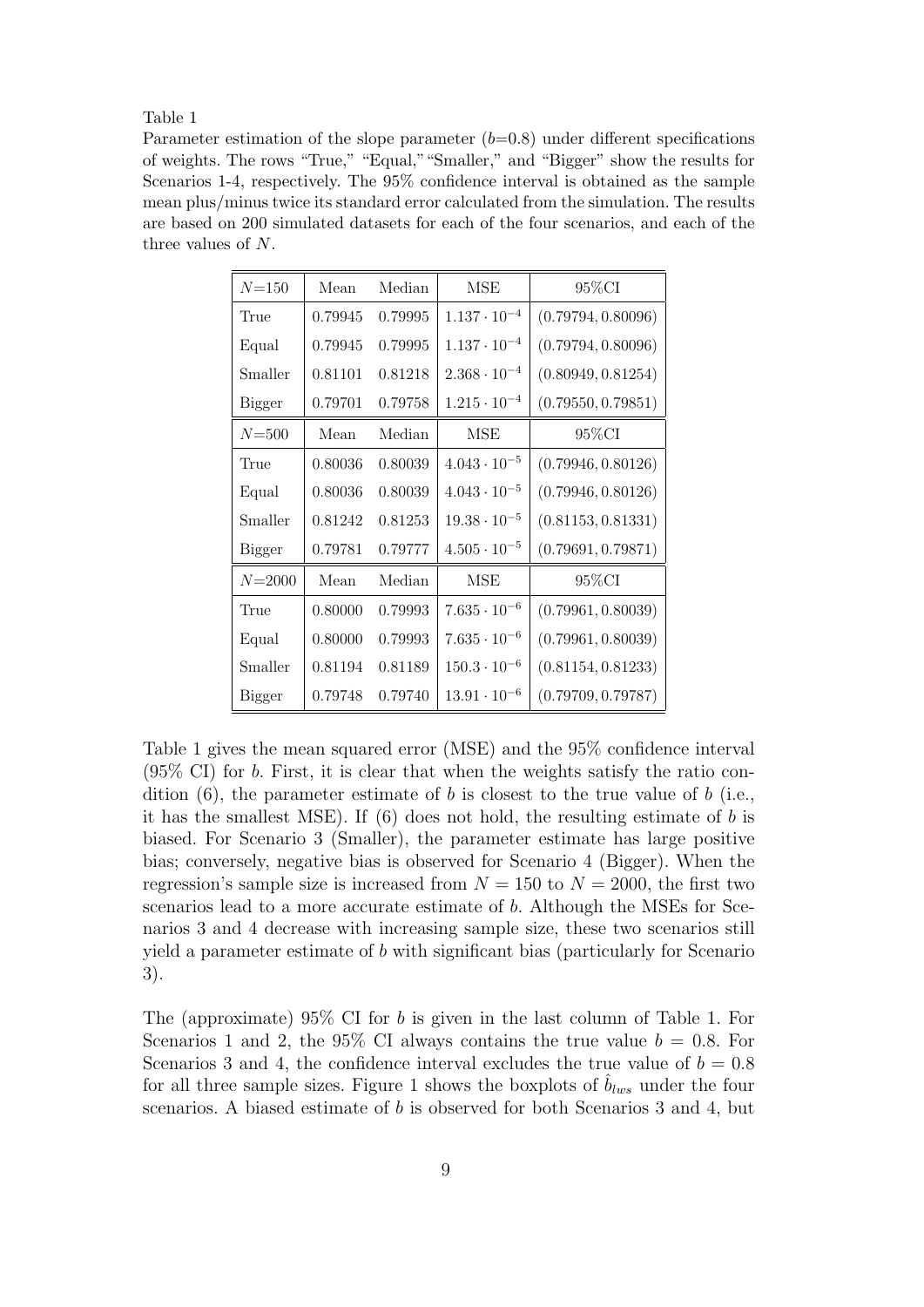Table 1

Parameter estimation of the slope parameter ($b$=0.8) under different specifications of weights. The rows "True," "Equal," "Smaller," and "Bigger" show the results for Scenarios 1-4, respectively. The 95% confidence interval is obtained as the sample mean plus/minus twice its standard error calculated from the simulation. The results are based on 200 simulated datasets for each of the four scenarios, and each of the three values of $N$.

| $N$=150 | Mean | Median | MSE | 95%CI |
|---|---|---|---|---|
| True | 0.79945 | 0.79995 | $1.137 \cdot 10^{-4}$ | (0.79794, 0.80096) |
| Equal | 0.79945 | 0.79995 | $1.137 \cdot 10^{-4}$ | (0.79794, 0.80096) |
| Smaller | 0.81101 | 0.81218 | $2.368 \cdot 10^{-4}$ | (0.80949, 0.81254) |
| Bigger | 0.79701 | 0.79758 | $1.215 \cdot 10^{-4}$ | (0.79550, 0.79851) |
| $N$=500 | Mean | Median | MSE | 95%CI |
| True | 0.80036 | 0.80039 | $4.043 \cdot 10^{-5}$ | (0.79946, 0.80126) |
| Equal | 0.80036 | 0.80039 | $4.043 \cdot 10^{-5}$ | (0.79946, 0.80126) |
| Smaller | 0.81242 | 0.81253 | $19.38 \cdot 10^{-5}$ | (0.81153, 0.81331) |
| Bigger | 0.79781 | 0.79777 | $4.505 \cdot 10^{-5}$ | (0.79691, 0.79871) |
| $N$=2000 | Mean | Median | MSE | 95%CI |
| True | 0.80000 | 0.79993 | $7.635 \cdot 10^{-6}$ | (0.79961, 0.80039) |
| Equal | 0.80000 | 0.79993 | $7.635 \cdot 10^{-6}$ | (0.79961, 0.80039) |
| Smaller | 0.81194 | 0.81189 | $150.3 \cdot 10^{-6}$ | (0.81154, 0.81233) |
| Bigger | 0.79748 | 0.79740 | $13.91 \cdot 10^{-6}$ | (0.79709, 0.79787) |

Table 1 gives the mean squared error (MSE) and the 95% confidence interval (95% CI) for $b$. First, it is clear that when the weights satisfy the ratio condition (6), the parameter estimate of $b$ is closest to the true value of $b$ (i.e., it has the smallest MSE). If (6) does not hold, the resulting estimate of $b$ is biased. For Scenario 3 (Smaller), the parameter estimate has large positive bias; conversely, negative bias is observed for Scenario 4 (Bigger). When the regression's sample size is increased from $N = 150$ to $N = 2000$, the first two scenarios lead to a more accurate estimate of $b$. Although the MSEs for Scenarios 3 and 4 decrease with increasing sample size, these two scenarios still yield a parameter estimate of $b$ with significant bias (particularly for Scenario 3).

The (approximate) 95% CI for $b$ is given in the last column of Table 1. For Scenarios 1 and 2, the 95% CI always contains the true value $b = 0.8$. For Scenarios 3 and 4, the confidence interval excludes the true value of $b = 0.8$ for all three sample sizes. Figure 1 shows the boxplots of $\hat{b}_{lws}$ under the four scenarios. A biased estimate of $b$ is observed for both Scenarios 3 and 4, but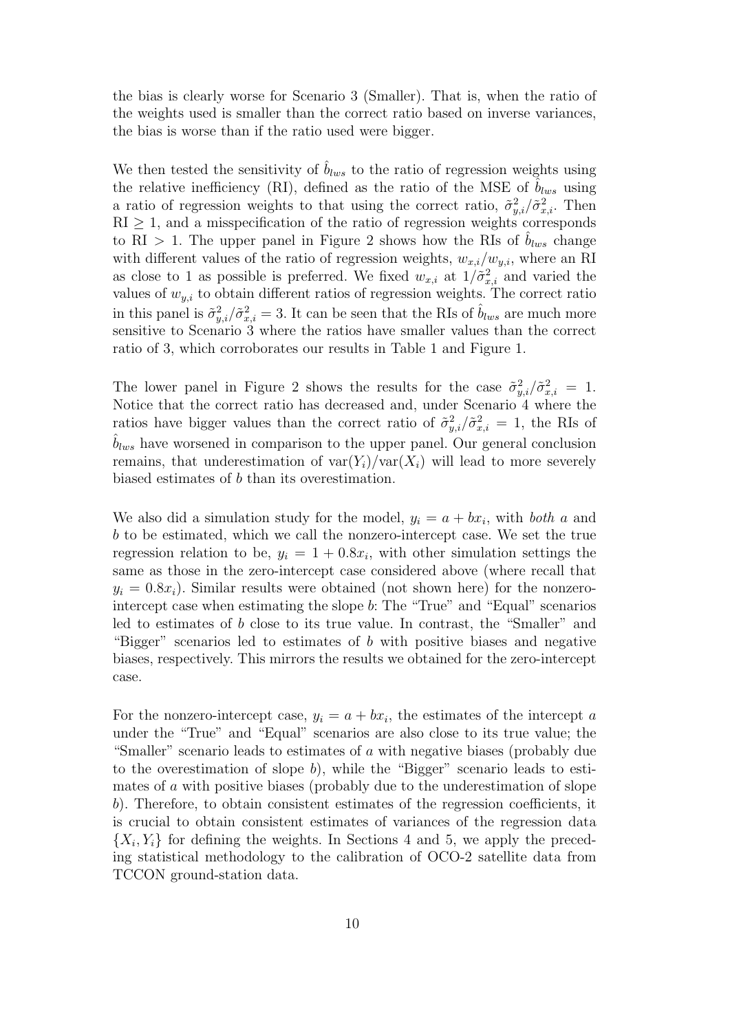the bias is clearly worse for Scenario 3 (Smaller). That is, when the ratio of the weights used is smaller than the correct ratio based on inverse variances, the bias is worse than if the ratio used were bigger.

We then tested the sensitivity of $\hat{b}_{lws}$ to the ratio of regression weights using the relative inefficiency (RI), defined as the ratio of the MSE of $\hat{b}_{lws}$ using a ratio of regression weights to that using the correct ratio, $\tilde{\sigma}^2_{y,i}/\tilde{\sigma}^2_{x,i}$. Then $\mathrm{RI} \geq 1$, and a misspecification of the ratio of regression weights corresponds to $\mathrm{RI} > 1$. The upper panel in Figure 2 shows how the RIs of $\hat{b}_{lws}$ change with different values of the ratio of regression weights, $w_{x,i}/w_{y,i}$, where an RI as close to 1 as possible is preferred. We fixed $w_{x,i}$ at $1/\tilde{\sigma}^2_{x,i}$ and varied the values of $w_{y,i}$ to obtain different ratios of regression weights. The correct ratio in this panel is $\tilde{\sigma}^2_{y,i}/\tilde{\sigma}^2_{x,i} = 3$. It can be seen that the RIs of $\hat{b}_{lws}$ are much more sensitive to Scenario 3 where the ratios have smaller values than the correct ratio of 3, which corroborates our results in Table 1 and Figure 1.

The lower panel in Figure 2 shows the results for the case $\tilde{\sigma}^2_{y,i}/\tilde{\sigma}^2_{x,i} = 1$. Notice that the correct ratio has decreased and, under Scenario 4 where the ratios have bigger values than the correct ratio of $\tilde{\sigma}^2_{y,i}/\tilde{\sigma}^2_{x,i} = 1$, the RIs of $\hat{b}_{lws}$ have worsened in comparison to the upper panel. Our general conclusion remains, that underestimation of $\mathrm{var}(Y_i)/\mathrm{var}(X_i)$ will lead to more severely biased estimates of $b$ than its overestimation.

We also did a simulation study for the model, $y_i = a + bx_i$, with *both* $a$ and $b$ to be estimated, which we call the nonzero-intercept case. We set the true regression relation to be, $y_i = 1 + 0.8x_i$, with other simulation settings the same as those in the zero-intercept case considered above (where recall that $y_i = 0.8x_i$). Similar results were obtained (not shown here) for the nonzero-intercept case when estimating the slope $b$: The "True" and "Equal" scenarios led to estimates of $b$ close to its true value. In contrast, the "Smaller" and "Bigger" scenarios led to estimates of $b$ with positive biases and negative biases, respectively. This mirrors the results we obtained for the zero-intercept case.

For the nonzero-intercept case, $y_i = a + bx_i$, the estimates of the intercept $a$ under the "True" and "Equal" scenarios are also close to its true value; the "Smaller" scenario leads to estimates of $a$ with negative biases (probably due to the overestimation of slope $b$), while the "Bigger" scenario leads to estimates of $a$ with positive biases (probably due to the underestimation of slope $b$). Therefore, to obtain consistent estimates of the regression coefficients, it is crucial to obtain consistent estimates of variances of the regression data $\{X_i, Y_i\}$ for defining the weights. In Sections 4 and 5, we apply the preceding statistical methodology to the calibration of OCO-2 satellite data from TCCON ground-station data.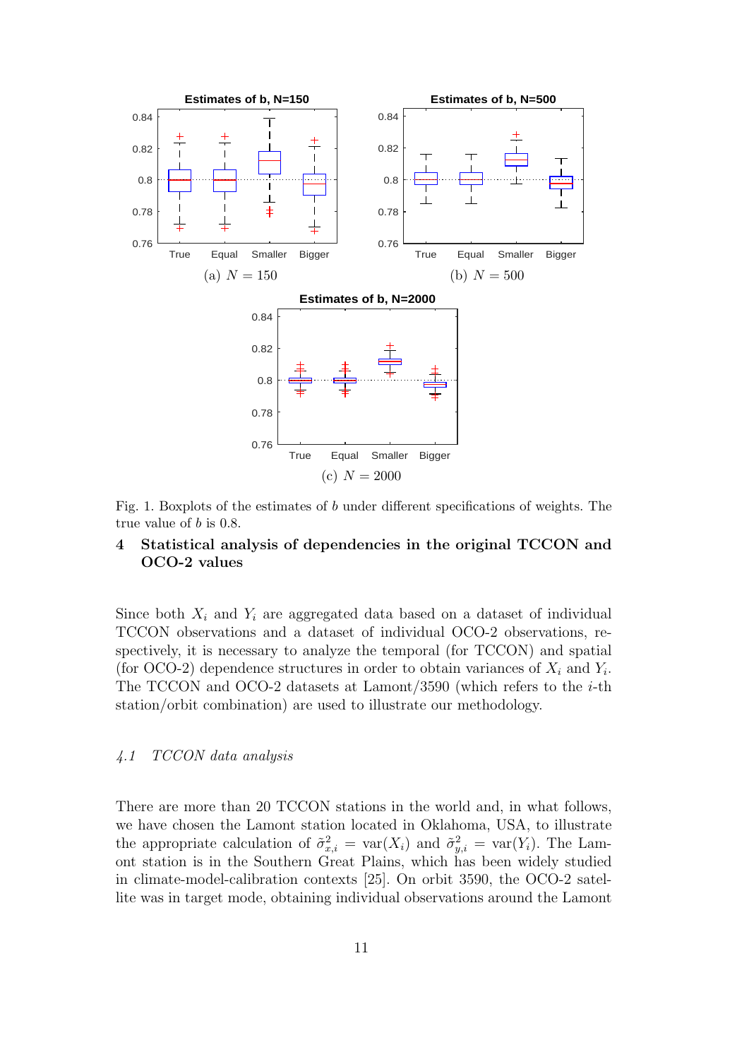Fig. 1. Boxplots of the estimates of $b$ under different specifications of weights. The true value of $b$ is 0.8.

## 4 Statistical analysis of dependencies in the original TCCON and OCO-2 values

Since both $X_i$ and $Y_i$ are aggregated data based on a dataset of individual TCCON observations and a dataset of individual OCO-2 observations, respectively, it is necessary to analyze the temporal (for TCCON) and spatial (for OCO-2) dependence structures in order to obtain variances of $X_i$ and $Y_i$. The TCCON and OCO-2 datasets at Lamont/3590 (which refers to the $i$-th station/orbit combination) are used to illustrate our methodology.

### *4.1 TCCON data analysis*

There are more than 20 TCCON stations in the world and, in what follows, we have chosen the Lamont station located in Oklahoma, USA, to illustrate the appropriate calculation of $\tilde{\sigma}^2_{x,i} = \text{var}(X_i)$ and $\tilde{\sigma}^2_{y,i} = \text{var}(Y_i)$. The Lamont station is in the Southern Great Plains, which has been widely studied in climate-model-calibration contexts [25]. On orbit 3590, the OCO-2 satellite was in target mode, obtaining individual observations around the Lamont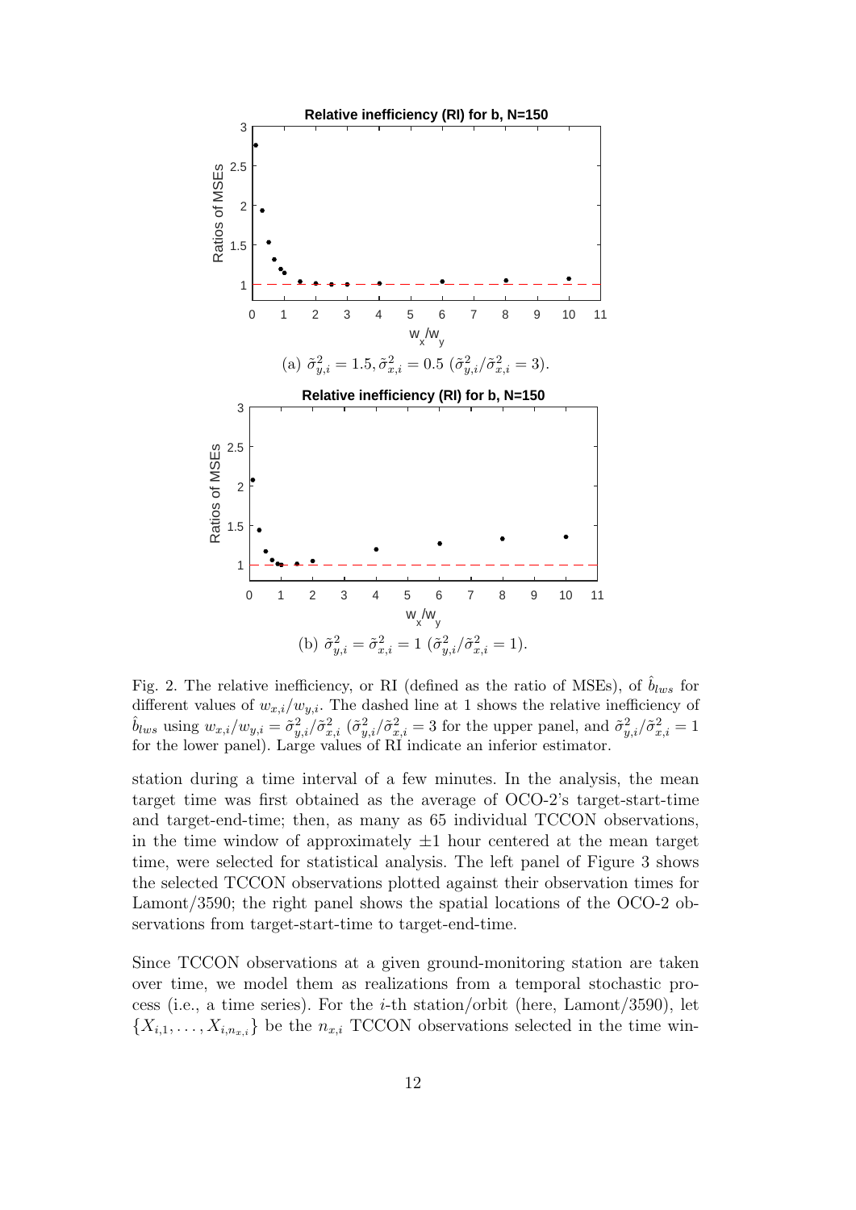(a) $\tilde{\sigma}^2_{y,i} = 1.5, \tilde{\sigma}^2_{x,i} = 0.5$ $(\tilde{\sigma}^2_{y,i}/\tilde{\sigma}^2_{x,i} = 3)$.

(b) $\tilde{\sigma}^2_{y,i} = \tilde{\sigma}^2_{x,i} = 1$ $(\tilde{\sigma}^2_{y,i}/\tilde{\sigma}^2_{x,i} = 1)$.

Fig. 2. The relative inefficiency, or RI (defined as the ratio of MSEs), of $\hat{b}_{lws}$ for different values of $w_{x,i}/w_{y,i}$. The dashed line at 1 shows the relative inefficiency of $\hat{b}_{lws}$ using $w_{x,i}/w_{y,i} = \tilde{\sigma}^2_{y,i}/\tilde{\sigma}^2_{x,i}$ $(\tilde{\sigma}^2_{y,i}/\tilde{\sigma}^2_{x,i} = 3$ for the upper panel, and $\tilde{\sigma}^2_{y,i}/\tilde{\sigma}^2_{x,i} = 1$ for the lower panel). Large values of RI indicate an inferior estimator.

station during a time interval of a few minutes. In the analysis, the mean target time was first obtained as the average of OCO-2's target-start-time and target-end-time; then, as many as 65 individual TCCON observations, in the time window of approximately $\pm 1$ hour centered at the mean target time, were selected for statistical analysis. The left panel of Figure 3 shows the selected TCCON observations plotted against their observation times for Lamont/3590; the right panel shows the spatial locations of the OCO-2 observations from target-start-time to target-end-time.

Since TCCON observations at a given ground-monitoring station are taken over time, we model them as realizations from a temporal stochastic process (i.e., a time series). For the $i$-th station/orbit (here, Lamont/3590), let $\{X_{i,1}, \ldots, X_{i,n_{x,i}}\}$ be the $n_{x,i}$ TCCON observations selected in the time win-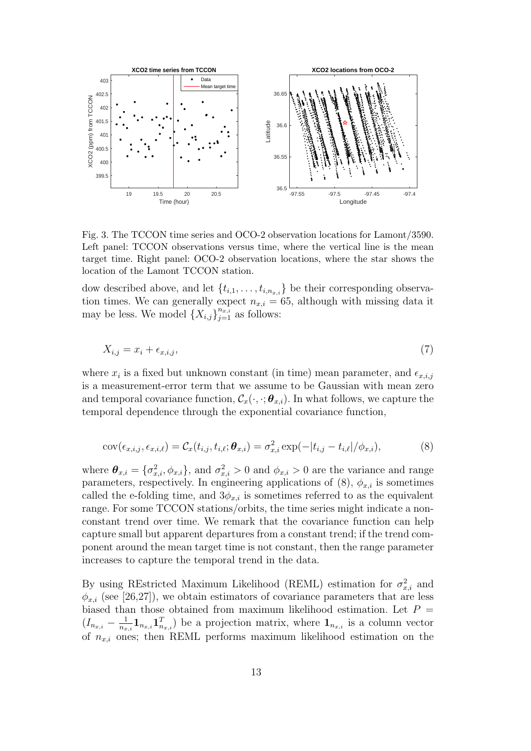Fig. 3. The TCCON time series and OCO-2 observation locations for Lamont/3590. Left panel: TCCON observations versus time, where the vertical line is the mean target time. Right panel: OCO-2 observation locations, where the star shows the location of the Lamont TCCON station.

dow described above, and let $\{t_{i,1}, \ldots, t_{i,n_{x,i}}\}$ be their corresponding observation times. We can generally expect $n_{x,i} = 65$, although with missing data it may be less. We model $\{X_{i,j}\}_{j=1}^{n_{x,i}}$ as follows:

$$X_{i,j} = x_i + \epsilon_{x,i,j}, \tag{7}$$

where $x_i$ is a fixed but unknown constant (in time) mean parameter, and $\epsilon_{x,i,j}$ is a measurement-error term that we assume to be Gaussian with mean zero and temporal covariance function, $\mathcal{C}_x(\cdot, \cdot; \boldsymbol{\theta}_{x,i})$. In what follows, we capture the temporal dependence through the exponential covariance function,

$$\text{cov}(\epsilon_{x,i,j}, \epsilon_{x,i,\ell}) = \mathcal{C}_x(t_{i,j}, t_{i,\ell}; \boldsymbol{\theta}_{x,i}) = \sigma_{x,i}^2 \exp(-|t_{i,j} - t_{i,\ell}|/\phi_{x,i}), \tag{8}$$

where $\boldsymbol{\theta}_{x,i} = \{\sigma_{x,i}^2, \phi_{x,i}\}$, and $\sigma_{x,i}^2 > 0$ and $\phi_{x,i} > 0$ are the variance and range parameters, respectively. In engineering applications of (8), $\phi_{x,i}$ is sometimes called the e-folding time, and $3\phi_{x,i}$ is sometimes referred to as the equivalent range. For some TCCON stations/orbits, the time series might indicate a non-constant trend over time. We remark that the covariance function can help capture small but apparent departures from a constant trend; if the trend component around the mean target time is not constant, then the range parameter increases to capture the temporal trend in the data.

By using REstricted Maximum Likelihood (REML) estimation for $\sigma_{x,i}^2$ and $\phi_{x,i}$ (see [26,27]), we obtain estimators of covariance parameters that are less biased than those obtained from maximum likelihood estimation. Let $P = (I_{n_{x,i}} - \frac{1}{n_{x,i}} \mathbf{1}_{n_{x,i}} \mathbf{1}_{n_{x,i}}^T)$ be a projection matrix, where $\mathbf{1}_{n_{x,i}}$ is a column vector of $n_{x,i}$ ones; then REML performs maximum likelihood estimation on the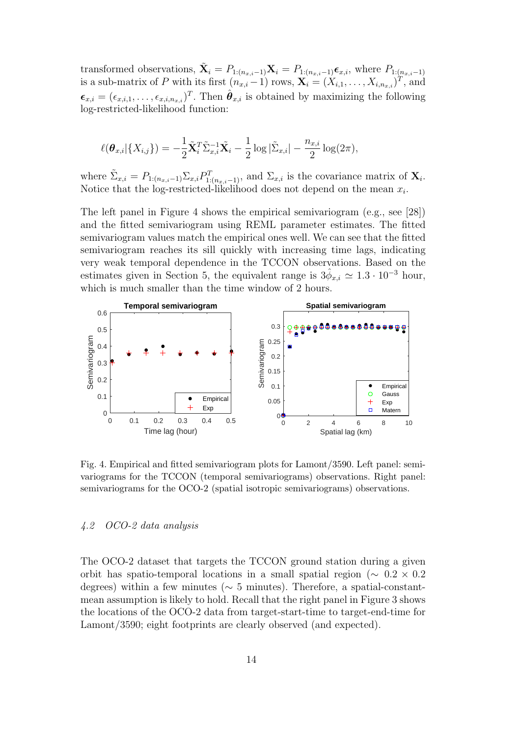transformed observations, $\tilde{\mathbf{X}}_i = P_{1:(n_{x,i}-1)}\mathbf{X}_i = P_{1:(n_{x,i}-1)}\boldsymbol{\epsilon}_{x,i}$, where $P_{1:(n_{x,i}-1)}$ is a sub-matrix of $P$ with its first $(n_{x,i}-1)$ rows, $\mathbf{X}_i = (X_{i,1}, \ldots, X_{i,n_{x,i}})^T$, and $\boldsymbol{\epsilon}_{x,i} = (\epsilon_{x,i,1}, \ldots, \epsilon_{x,i,n_{x,i}})^T$. Then $\hat{\boldsymbol{\theta}}_{x,i}$ is obtained by maximizing the following log-restricted-likelihood function:

$$\ell(\boldsymbol{\theta}_{x,i}|\{X_{i,j}\}) = -\frac{1}{2}\tilde{\mathbf{X}}_i^T\tilde{\Sigma}_{x,i}^{-1}\tilde{\mathbf{X}}_i - \frac{1}{2}\log|\tilde{\Sigma}_{x,i}| - \frac{n_{x,i}}{2}\log(2\pi),$$

where $\tilde{\Sigma}_{x,i} = P_{1:(n_{x,i}-1)}\Sigma_{x,i}P_{1:(n_{x,i}-1)}^T$, and $\Sigma_{x,i}$ is the covariance matrix of $\mathbf{X}_i$. Notice that the log-restricted-likelihood does not depend on the mean $x_i$.

The left panel in Figure 4 shows the empirical semivariogram (e.g., see [28]) and the fitted semivariogram using REML parameter estimates. The fitted semivariogram values match the empirical ones well. We can see that the fitted semivariogram reaches its sill quickly with increasing time lags, indicating very weak temporal dependence in the TCCON observations. Based on the estimates given in Section 5, the equivalent range is $3\hat{\phi}_{x,i} \simeq 1.3 \cdot 10^{-3}$ hour, which is much smaller than the time window of 2 hours.

Fig. 4. Empirical and fitted semivariogram plots for Lamont/3590. Left panel: semivariograms for the TCCON (temporal semivariograms) observations. Right panel: semivariograms for the OCO-2 (spatial isotropic semivariograms) observations.

### 4.2 OCO-2 data analysis

The OCO-2 dataset that targets the TCCON ground station during a given orbit has spatio-temporal locations in a small spatial region ($\sim 0.2 \times 0.2$ degrees) within a few minutes ($\sim 5$ minutes). Therefore, a spatial-constant-mean assumption is likely to hold. Recall that the right panel in Figure 3 shows the locations of the OCO-2 data from target-start-time to target-end-time for Lamont/3590; eight footprints are clearly observed (and expected).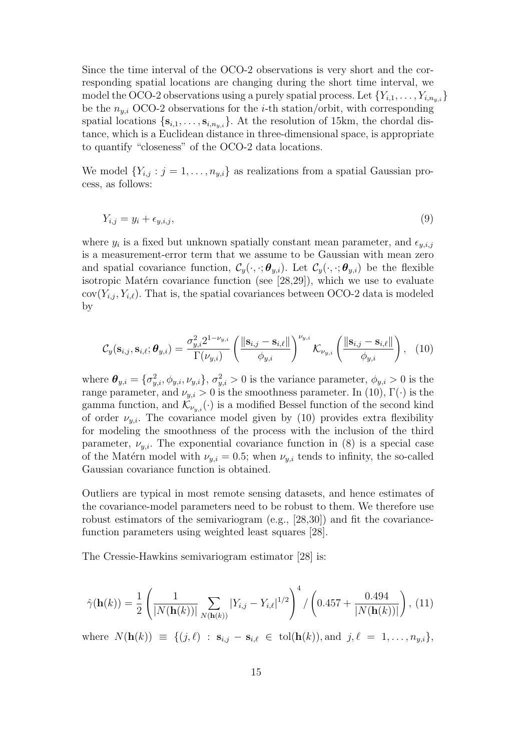Since the time interval of the OCO-2 observations is very short and the corresponding spatial locations are changing during the short time interval, we model the OCO-2 observations using a purely spatial process. Let $\{Y_{i,1}, \ldots, Y_{i,n_{y,i}}\}$ be the $n_{y,i}$ OCO-2 observations for the $i$-th station/orbit, with corresponding spatial locations $\{\mathbf{s}_{i,1}, \ldots, \mathbf{s}_{i,n_{y,i}}\}$. At the resolution of 15km, the chordal distance, which is a Euclidean distance in three-dimensional space, is appropriate to quantify "closeness" of the OCO-2 data locations.

We model $\{Y_{i,j} : j = 1, \ldots, n_{y,i}\}$ as realizations from a spatial Gaussian process, as follows:

$$Y_{i,j} = y_i + \epsilon_{y,i,j}, \tag{9}$$

where $y_i$ is a fixed but unknown spatially constant mean parameter, and $\epsilon_{y,i,j}$ is a measurement-error term that we assume to be Gaussian with mean zero and spatial covariance function, $\mathcal{C}_y(\cdot, \cdot; \boldsymbol{\theta}_{y,i})$. Let $\mathcal{C}_y(\cdot, \cdot; \boldsymbol{\theta}_{y,i})$ be the flexible isotropic Matérn covariance function (see [28,29]), which we use to evaluate $\mathrm{cov}(Y_{i,j}, Y_{i,\ell})$. That is, the spatial covariances between OCO-2 data is modeled by

$$\mathcal{C}_y(\mathbf{s}_{i,j}, \mathbf{s}_{i,\ell}; \boldsymbol{\theta}_{y,i}) = \frac{\sigma_{y,i}^2 2^{1-\nu_{y,i}}}{\Gamma(\nu_{y,i})} \left( \frac{\|\mathbf{s}_{i,j} - \mathbf{s}_{i,\ell}\|}{\phi_{y,i}} \right)^{\nu_{y,i}} \mathcal{K}_{\nu_{y,i}} \left( \frac{\|\mathbf{s}_{i,j} - \mathbf{s}_{i,\ell}\|}{\phi_{y,i}} \right), \tag{10}$$

where $\boldsymbol{\theta}_{y,i} = \{\sigma_{y,i}^2, \phi_{y,i}, \nu_{y,i}\}$, $\sigma_{y,i}^2 > 0$ is the variance parameter, $\phi_{y,i} > 0$ is the range parameter, and $\nu_{y,i} > 0$ is the smoothness parameter. In (10), $\Gamma(\cdot)$ is the gamma function, and $\mathcal{K}_{\nu_{y,i}}(\cdot)$ is a modified Bessel function of the second kind of order $\nu_{y,i}$. The covariance model given by (10) provides extra flexibility for modeling the smoothness of the process with the inclusion of the third parameter, $\nu_{y,i}$. The exponential covariance function in (8) is a special case of the Matérn model with $\nu_{y,i} = 0.5$; when $\nu_{y,i}$ tends to infinity, the so-called Gaussian covariance function is obtained.

Outliers are typical in most remote sensing datasets, and hence estimates of the covariance-model parameters need to be robust to them. We therefore use robust estimators of the semivariogram (e.g., [28,30]) and fit the covariance-function parameters using weighted least squares [28].

The Cressie-Hawkins semivariogram estimator [28] is:

$$\hat{\gamma}(\mathbf{h}(k)) = \frac{1}{2} \left( \frac{1}{|N(\mathbf{h}(k))|} \sum_{N(\mathbf{h}(k))} |Y_{i,j} - Y_{i,\ell}|^{1/2} \right)^4 / \left( 0.457 + \frac{0.494}{|N(\mathbf{h}(k))|} \right), \tag{11}$$

where $N(\mathbf{h}(k)) \equiv \{(j, \ell) : \mathbf{s}_{i,j} - \mathbf{s}_{i,\ell} \in \mathrm{tol}(\mathbf{h}(k)), \text{and } j, \ell = 1, \ldots, n_{y,i}\}$,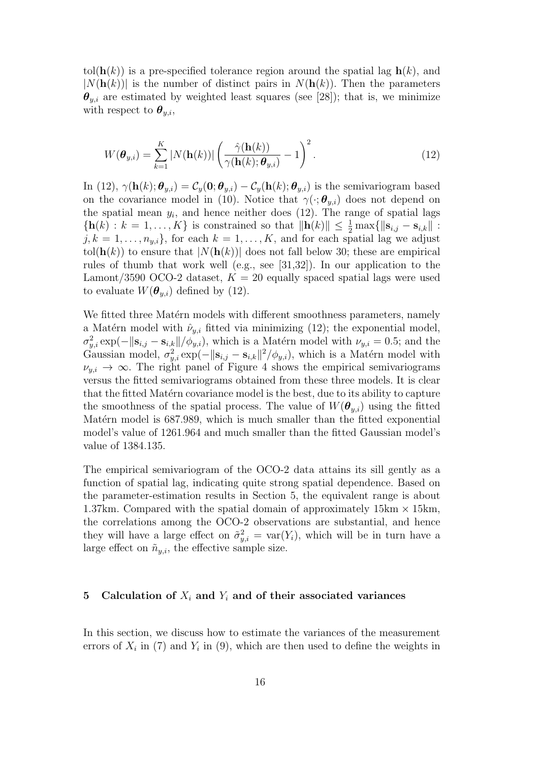$\text{tol}(\mathbf{h}(k))$ is a pre-specified tolerance region around the spatial lag $\mathbf{h}(k)$, and $|N(\mathbf{h}(k))|$ is the number of distinct pairs in $N(\mathbf{h}(k))$. Then the parameters $\boldsymbol{\theta}_{y,i}$ are estimated by weighted least squares (see [28]); that is, we minimize with respect to $\boldsymbol{\theta}_{y,i}$,

$$W(\boldsymbol{\theta}_{y,i}) = \sum_{k=1}^{K} |N(\mathbf{h}(k))| \left( \frac{\hat{\gamma}(\mathbf{h}(k))}{\gamma(\mathbf{h}(k); \boldsymbol{\theta}_{y,i})} - 1 \right)^2 . \tag{12}$$

In (12), $\gamma(\mathbf{h}(k); \boldsymbol{\theta}_{y,i}) = \mathcal{C}_y(\mathbf{0}; \boldsymbol{\theta}_{y,i}) - \mathcal{C}_y(\mathbf{h}(k); \boldsymbol{\theta}_{y,i})$ is the semivariogram based on the covariance model in (10). Notice that $\gamma(\cdot; \boldsymbol{\theta}_{y,i})$ does not depend on the spatial mean $y_i$, and hence neither does (12). The range of spatial lags $\{\mathbf{h}(k) : k = 1, \ldots, K\}$ is constrained so that $\|\mathbf{h}(k)\| \leq \frac{1}{2} \max\{\|\mathbf{s}_{i,j} - \mathbf{s}_{i,k}\| : j, k = 1, \ldots, n_{y,i}\}$, for each $k = 1, \ldots, K$, and for each spatial lag we adjust $\text{tol}(\mathbf{h}(k))$ to ensure that $|N(\mathbf{h}(k))|$ does not fall below 30; these are empirical rules of thumb that work well (e.g., see [31,32]). In our application to the Lamont/3590 OCO-2 dataset, $K = 20$ equally spaced spatial lags were used to evaluate $W(\boldsymbol{\theta}_{y,i})$ defined by (12).

We fitted three Matérn models with different smoothness parameters, namely a Matérn model with $\hat{\nu}_{y,i}$ fitted via minimizing (12); the exponential model, $\sigma_{y,i}^2 \exp(-\|\mathbf{s}_{i,j} - \mathbf{s}_{i,k}\|/\phi_{y,i})$, which is a Matérn model with $\nu_{y,i} = 0.5$; and the Gaussian model, $\sigma_{y,i}^2 \exp(-\|\mathbf{s}_{i,j} - \mathbf{s}_{i,k}\|^2/\phi_{y,i})$, which is a Matérn model with $\nu_{y,i} \to \infty$. The right panel of Figure 4 shows the empirical semivariograms versus the fitted semivariograms obtained from these three models. It is clear that the fitted Matérn covariance model is the best, due to its ability to capture the smoothness of the spatial process. The value of $W(\boldsymbol{\theta}_{y,i})$ using the fitted Matérn model is 687.989, which is much smaller than the fitted exponential model's value of 1261.964 and much smaller than the fitted Gaussian model's value of 1384.135.

The empirical semivariogram of the OCO-2 data attains its sill gently as a function of spatial lag, indicating quite strong spatial dependence. Based on the parameter-estimation results in Section 5, the equivalent range is about 1.37km. Compared with the spatial domain of approximately 15km × 15km, the correlations among the OCO-2 observations are substantial, and hence they will have a large effect on $\tilde{\sigma}_{y,i}^2 = \text{var}(Y_i)$, which will be in turn have a large effect on $\tilde{n}_{y,i}$, the effective sample size.

## 5 Calculation of $X_i$ and $Y_i$ and of their associated variances

In this section, we discuss how to estimate the variances of the measurement errors of $X_i$ in (7) and $Y_i$ in (9), which are then used to define the weights in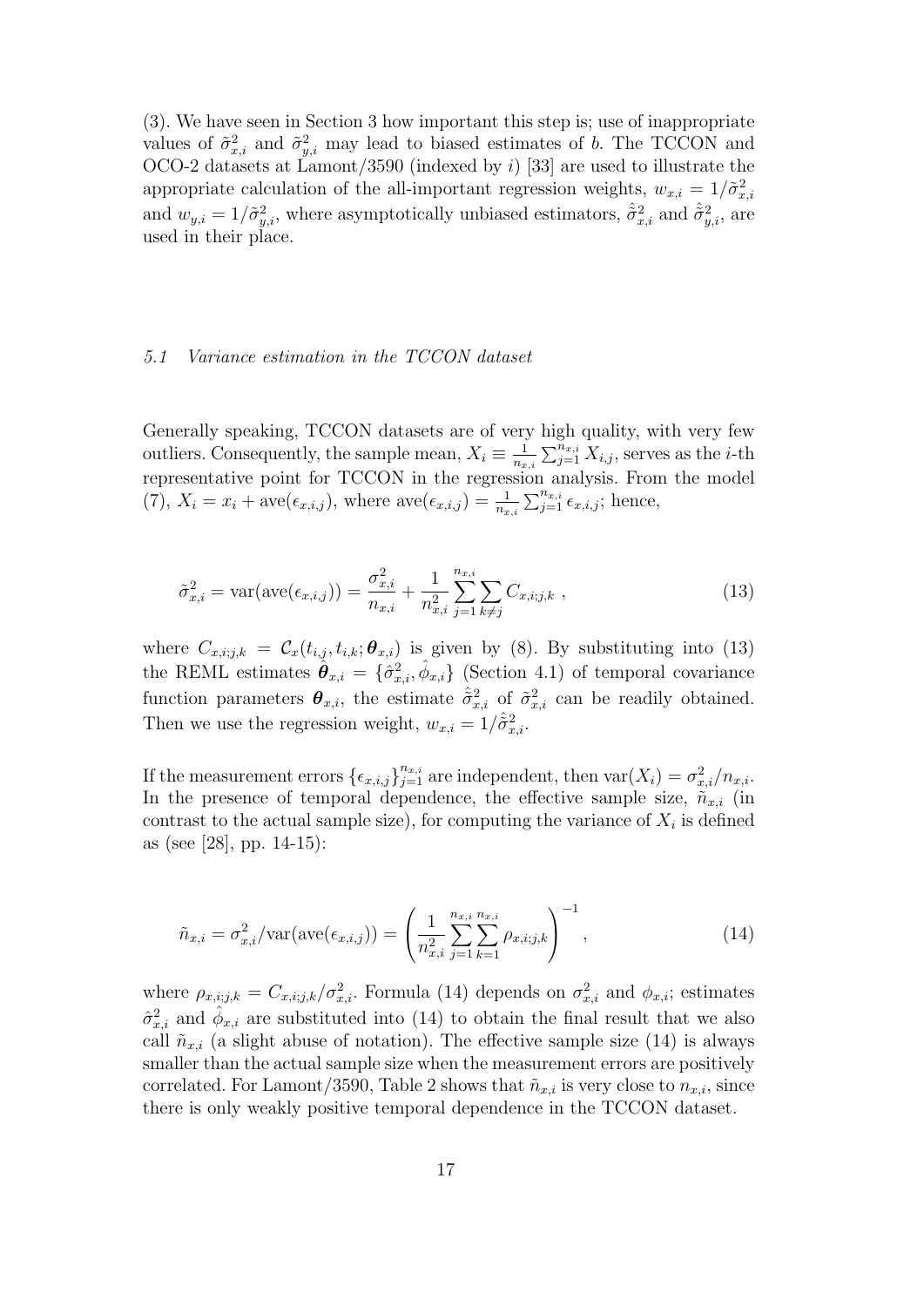(3). We have seen in Section 3 how important this step is; use of inappropriate values of $\tilde{\sigma}^2_{x,i}$ and $\tilde{\sigma}^2_{y,i}$ may lead to biased estimates of $b$. The TCCON and OCO-2 datasets at Lamont/3590 (indexed by $i$) [33] are used to illustrate the appropriate calculation of the all-important regression weights, $w_{x,i} = 1/\tilde{\sigma}^2_{x,i}$ and $w_{y,i} = 1/\tilde{\sigma}^2_{y,i}$, where asymptotically unbiased estimators, $\hat{\tilde{\sigma}}^2_{x,i}$ and $\hat{\tilde{\sigma}}^2_{y,i}$, are used in their place.

### *5.1 Variance estimation in the TCCON dataset*

Generally speaking, TCCON datasets are of very high quality, with very few outliers. Consequently, the sample mean, $X_i \equiv \frac{1}{n_{x,i}} \sum_{j=1}^{n_{x,i}} X_{i,j}$, serves as the $i$-th representative point for TCCON in the regression analysis. From the model (7), $X_i = x_i + \text{ave}(\epsilon_{x,i,j})$, where $\text{ave}(\epsilon_{x,i,j}) = \frac{1}{n_{x,i}} \sum_{j=1}^{n_{x,i}} \epsilon_{x,i,j}$; hence,

$$\tilde{\sigma}^2_{x,i} = \text{var}(\text{ave}(\epsilon_{x,i,j})) = \frac{\sigma^2_{x,i}}{n_{x,i}} + \frac{1}{n^2_{x,i}} \sum_{j=1}^{n_{x,i}} \sum_{k \neq j} C_{x,i;j,k} \ , \tag{13}$$

where $C_{x,i;j,k} = \mathcal{C}_x(t_{i,j}, t_{i,k}; \boldsymbol{\theta}_{x,i})$ is given by (8). By substituting into (13) the REML estimates $\hat{\boldsymbol{\theta}}_{x,i} = \{\hat{\sigma}^2_{x,i}, \hat{\phi}_{x,i}\}$ (Section 4.1) of temporal covariance function parameters $\boldsymbol{\theta}_{x,i}$, the estimate $\hat{\tilde{\sigma}}^2_{x,i}$ of $\tilde{\sigma}^2_{x,i}$ can be readily obtained. Then we use the regression weight, $w_{x,i} = 1/\hat{\tilde{\sigma}}^2_{x,i}$.

If the measurement errors $\{\epsilon_{x,i,j}\}_{j=1}^{n_{x,i}}$ are independent, then $\text{var}(X_i) = \sigma^2_{x,i}/n_{x,i}$. In the presence of temporal dependence, the effective sample size, $\tilde{n}_{x,i}$ (in contrast to the actual sample size), for computing the variance of $X_i$ is defined as (see [28], pp. 14-15):

$$\tilde{n}_{x,i} = \sigma^2_{x,i}/\text{var}(\text{ave}(\epsilon_{x,i,j})) = \left( \frac{1}{n^2_{x,i}} \sum_{j=1}^{n_{x,i}} \sum_{k=1}^{n_{x,i}} \rho_{x,i;j,k} \right)^{-1} , \tag{14}$$

where $\rho_{x,i;j,k} = C_{x,i;j,k}/\sigma^2_{x,i}$. Formula (14) depends on $\sigma^2_{x,i}$ and $\phi_{x,i}$; estimates $\hat{\sigma}^2_{x,i}$ and $\hat{\phi}_{x,i}$ are substituted into (14) to obtain the final result that we also call $\tilde{n}_{x,i}$ (a slight abuse of notation). The effective sample size (14) is always smaller than the actual sample size when the measurement errors are positively correlated. For Lamont/3590, Table 2 shows that $\tilde{n}_{x,i}$ is very close to $n_{x,i}$, since there is only weakly positive temporal dependence in the TCCON dataset.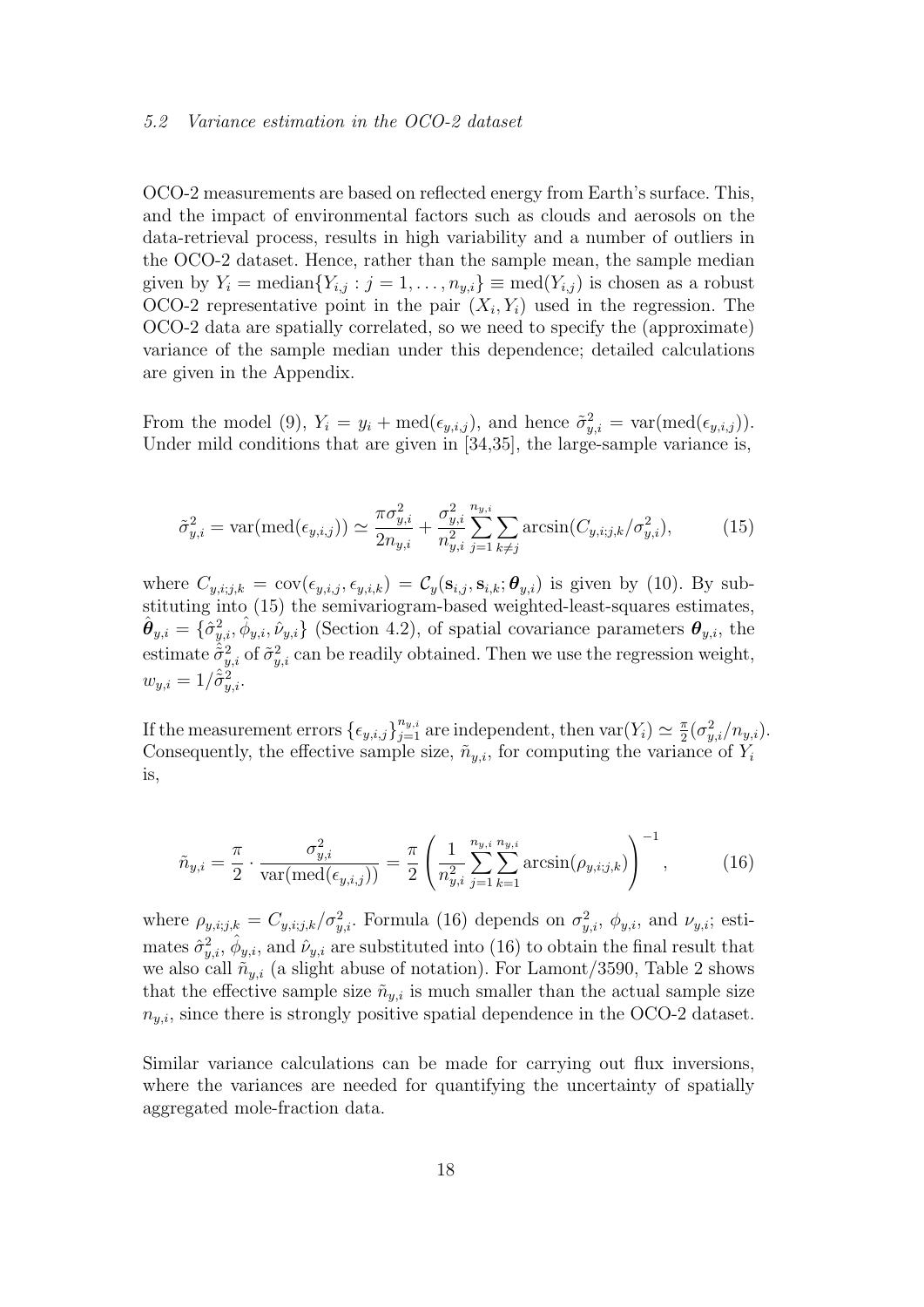### 5.2 Variance estimation in the OCO-2 dataset

OCO-2 measurements are based on reflected energy from Earth's surface. This, and the impact of environmental factors such as clouds and aerosols on the data-retrieval process, results in high variability and a number of outliers in the OCO-2 dataset. Hence, rather than the sample mean, the sample median given by $Y_i = \text{median}\{Y_{i,j} : j = 1, \ldots, n_{y,i}\} \equiv \text{med}(Y_{i,j})$ is chosen as a robust OCO-2 representative point in the pair $(X_i, Y_i)$ used in the regression. The OCO-2 data are spatially correlated, so we need to specify the (approximate) variance of the sample median under this dependence; detailed calculations are given in the Appendix.

From the model (9), $Y_i = y_i + \text{med}(\epsilon_{y,i,j})$, and hence $\tilde{\sigma}^2_{y,i} = \text{var}(\text{med}(\epsilon_{y,i,j}))$. Under mild conditions that are given in [34,35], the large-sample variance is,

$$
\tilde{\sigma}^2_{y,i} = \text{var}(\text{med}(\epsilon_{y,i,j})) \simeq \frac{\pi \sigma^2_{y,i}}{2 n_{y,i}} + \frac{\sigma^2_{y,i}}{n^2_{y,i}} \sum_{j=1}^{n_{y,i}} \sum_{k \neq j} \arcsin(C_{y,i;j,k}/\sigma^2_{y,i}), \tag{15}
$$

where $C_{y,i;j,k} = \text{cov}(\epsilon_{y,i,j}, \epsilon_{y,i,k}) = \mathcal{C}_y(\mathbf{s}_{i,j}, \mathbf{s}_{i,k}; \boldsymbol{\theta}_{y,i})$ is given by (10). By substituting into (15) the semivariogram-based weighted-least-squares estimates, $\hat{\boldsymbol{\theta}}_{y,i} = \{\hat{\sigma}^2_{y,i}, \hat{\phi}_{y,i}, \hat{\nu}_{y,i}\}$ (Section 4.2), of spatial covariance parameters $\boldsymbol{\theta}_{y,i}$, the estimate $\hat{\tilde{\sigma}}^2_{y,i}$ of $\tilde{\sigma}^2_{y,i}$ can be readily obtained. Then we use the regression weight, $w_{y,i} = 1/\hat{\tilde{\sigma}}^2_{y,i}$.

If the measurement errors $\{\epsilon_{y,i,j}\}_{j=1}^{n_{y,i}}$ are independent, then $\text{var}(Y_i) \simeq \frac{\pi}{2}(\sigma^2_{y,i}/n_{y,i})$. Consequently, the effective sample size, $\tilde{n}_{y,i}$, for computing the variance of $Y_i$ is,

$$
\tilde{n}_{y,i} = \frac{\pi}{2} \cdot \frac{\sigma^2_{y,i}}{\text{var}(\text{med}(\epsilon_{y,i,j}))} = \frac{\pi}{2} \left( \frac{1}{n^2_{y,i}} \sum_{j=1}^{n_{y,i}} \sum_{k=1}^{n_{y,i}} \arcsin(\rho_{y,i;j,k}) \right)^{-1}, \tag{16}
$$

where $\rho_{y,i;j,k} = C_{y,i;j,k}/\sigma^2_{y,i}$. Formula (16) depends on $\sigma^2_{y,i}$, $\phi_{y,i}$, and $\nu_{y,i}$; estimates $\hat{\sigma}^2_{y,i}$, $\hat{\phi}_{y,i}$, and $\hat{\nu}_{y,i}$ are substituted into (16) to obtain the final result that we also call $\tilde{n}_{y,i}$ (a slight abuse of notation). For Lamont/3590, Table 2 shows that the effective sample size $\tilde{n}_{y,i}$ is much smaller than the actual sample size $n_{y,i}$, since there is strongly positive spatial dependence in the OCO-2 dataset.

Similar variance calculations can be made for carrying out flux inversions, where the variances are needed for quantifying the uncertainty of spatially aggregated mole-fraction data.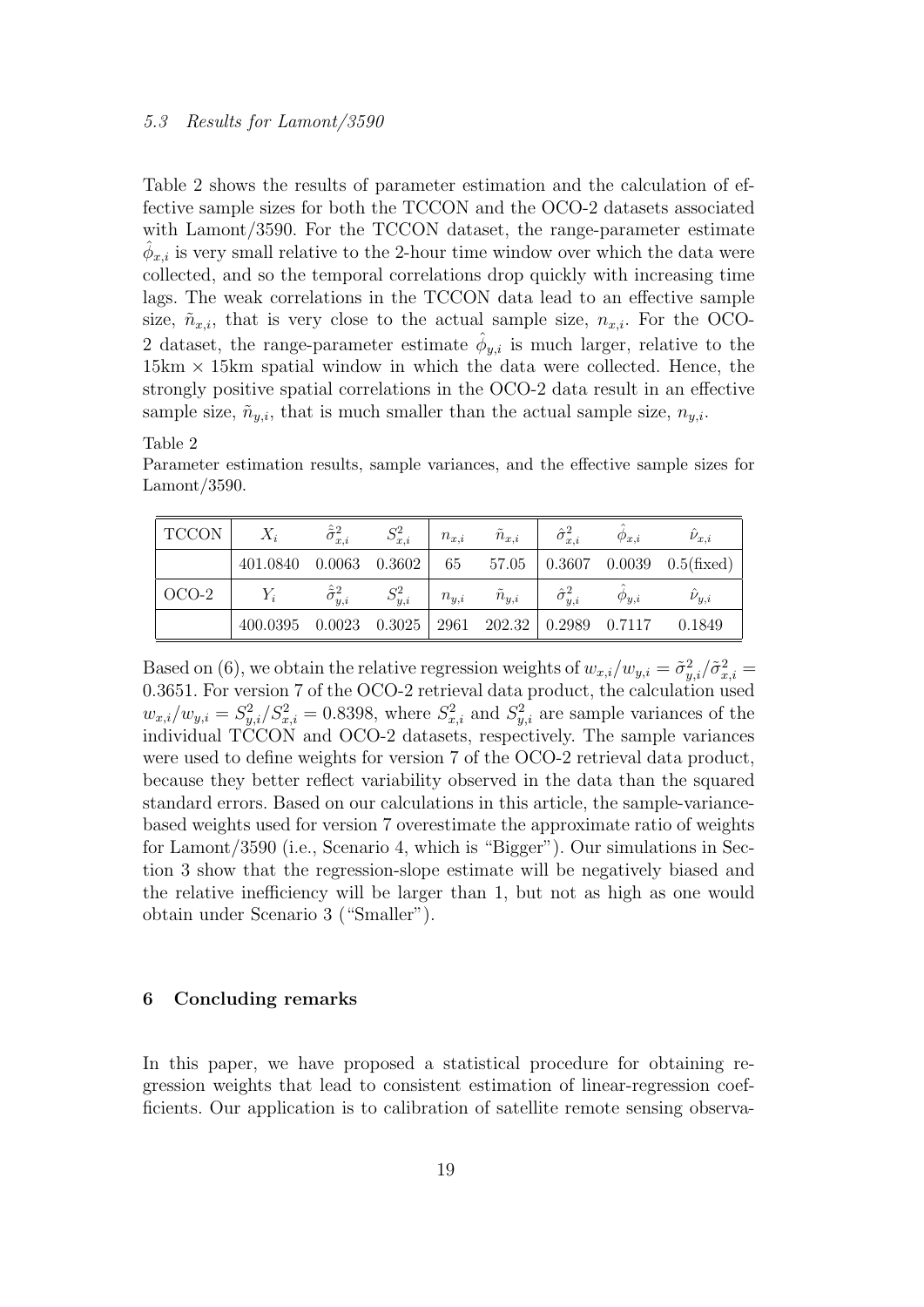### 5.3 Results for Lamont/3590

Table 2 shows the results of parameter estimation and the calculation of effective sample sizes for both the TCCON and the OCO-2 datasets associated with Lamont/3590. For the TCCON dataset, the range-parameter estimate $\hat{\phi}_{x,i}$ is very small relative to the 2-hour time window over which the data were collected, and so the temporal correlations drop quickly with increasing time lags. The weak correlations in the TCCON data lead to an effective sample size, $\tilde{n}_{x,i}$, that is very close to the actual sample size, $n_{x,i}$. For the OCO-2 dataset, the range-parameter estimate $\hat{\phi}_{y,i}$ is much larger, relative to the 15km × 15km spatial window in which the data were collected. Hence, the strongly positive spatial correlations in the OCO-2 data result in an effective sample size, $\tilde{n}_{y,i}$, that is much smaller than the actual sample size, $n_{y,i}$.

Table 2
Parameter estimation results, sample variances, and the effective sample sizes for Lamont/3590.

| TCCON | $X_i$ | $\hat{\tilde{\sigma}}^2_{x,i}$ | $S^2_{x,i}$ | $n_{x,i}$ | $\tilde{n}_{x,i}$ | $\hat{\sigma}^2_{x,i}$ | $\hat{\phi}_{x,i}$ | $\hat{\nu}_{x,i}$ |
|---|---|---|---|---|---|---|---|---|
| | 401.0840 | 0.0063 | 0.3602 | 65 | 57.05 | 0.3607 | 0.0039 | 0.5(fixed) |
| OCO-2 | $Y_i$ | $\hat{\tilde{\sigma}}^2_{y,i}$ | $S^2_{y,i}$ | $n_{y,i}$ | $\tilde{n}_{y,i}$ | $\hat{\sigma}^2_{y,i}$ | $\hat{\phi}_{y,i}$ | $\hat{\nu}_{y,i}$ |
| | 400.0395 | 0.0023 | 0.3025 | 2961 | 202.32 | 0.2989 | 0.7117 | 0.1849 |

Based on (6), we obtain the relative regression weights of $w_{x,i}/w_{y,i} = \tilde{\sigma}^2_{y,i}/\tilde{\sigma}^2_{x,i} = 0.3651$. For version 7 of the OCO-2 retrieval data product, the calculation used $w_{x,i}/w_{y,i} = S^2_{y,i}/S^2_{x,i} = 0.8398$, where $S^2_{x,i}$ and $S^2_{y,i}$ are sample variances of the individual TCCON and OCO-2 datasets, respectively. The sample variances were used to define weights for version 7 of the OCO-2 retrieval data product, because they better reflect variability observed in the data than the squared standard errors. Based on our calculations in this article, the sample-variance-based weights used for version 7 overestimate the approximate ratio of weights for Lamont/3590 (i.e., Scenario 4, which is "Bigger"). Our simulations in Section 3 show that the regression-slope estimate will be negatively biased and the relative inefficiency will be larger than 1, but not as high as one would obtain under Scenario 3 ("Smaller").

## 6 Concluding remarks

In this paper, we have proposed a statistical procedure for obtaining regression weights that lead to consistent estimation of linear-regression coefficients. Our application is to calibration of satellite remote sensing observa-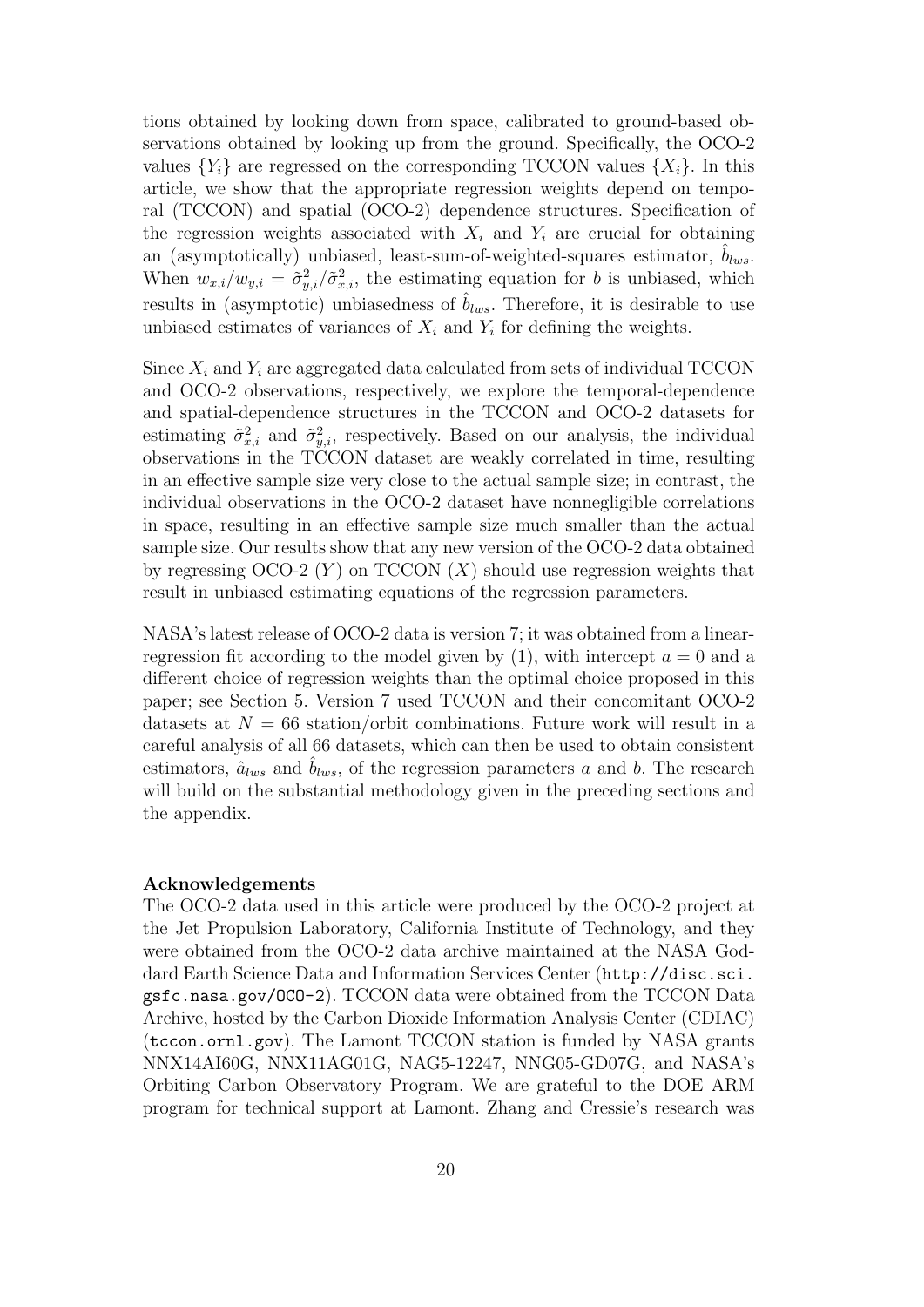tions obtained by looking down from space, calibrated to ground-based observations obtained by looking up from the ground. Specifically, the OCO-2 values $\{Y_i\}$ are regressed on the corresponding TCCON values $\{X_i\}$. In this article, we show that the appropriate regression weights depend on temporal (TCCON) and spatial (OCO-2) dependence structures. Specification of the regression weights associated with $X_i$ and $Y_i$ are crucial for obtaining an (asymptotically) unbiased, least-sum-of-weighted-squares estimator, $\hat{b}_{lws}$. When $w_{x,i}/w_{y,i} = \tilde{\sigma}^2_{y,i}/\tilde{\sigma}^2_{x,i}$, the estimating equation for $b$ is unbiased, which results in (asymptotic) unbiasedness of $\hat{b}_{lws}$. Therefore, it is desirable to use unbiased estimates of variances of $X_i$ and $Y_i$ for defining the weights.

Since $X_i$ and $Y_i$ are aggregated data calculated from sets of individual TCCON and OCO-2 observations, respectively, we explore the temporal-dependence and spatial-dependence structures in the TCCON and OCO-2 datasets for estimating $\tilde{\sigma}^2_{x,i}$ and $\tilde{\sigma}^2_{y,i}$, respectively. Based on our analysis, the individual observations in the TCCON dataset are weakly correlated in time, resulting in an effective sample size very close to the actual sample size; in contrast, the individual observations in the OCO-2 dataset have nonnegligible correlations in space, resulting in an effective sample size much smaller than the actual sample size. Our results show that any new version of the OCO-2 data obtained by regressing OCO-2 ($Y$) on TCCON ($X$) should use regression weights that result in unbiased estimating equations of the regression parameters.

NASA's latest release of OCO-2 data is version 7; it was obtained from a linear-regression fit according to the model given by (1), with intercept $a = 0$ and a different choice of regression weights than the optimal choice proposed in this paper; see Section 5. Version 7 used TCCON and their concomitant OCO-2 datasets at $N = 66$ station/orbit combinations. Future work will result in a careful analysis of all 66 datasets, which can then be used to obtain consistent estimators, $\hat{a}_{lws}$ and $\hat{b}_{lws}$, of the regression parameters $a$ and $b$. The research will build on the substantial methodology given in the preceding sections and the appendix.

**Acknowledgements**

The OCO-2 data used in this article were produced by the OCO-2 project at the Jet Propulsion Laboratory, California Institute of Technology, and they were obtained from the OCO-2 data archive maintained at the NASA Goddard Earth Science Data and Information Services Center (`http://disc.sci.gsfc.nasa.gov/OCO-2`). TCCON data were obtained from the TCCON Data Archive, hosted by the Carbon Dioxide Information Analysis Center (CDIAC) (`tccon.ornl.gov`). The Lamont TCCON station is funded by NASA grants NNX14AI60G, NNX11AG01G, NAG5-12247, NNG05-GD07G, and NASA's Orbiting Carbon Observatory Program. We are grateful to the DOE ARM program for technical support at Lamont. Zhang and Cressie's research was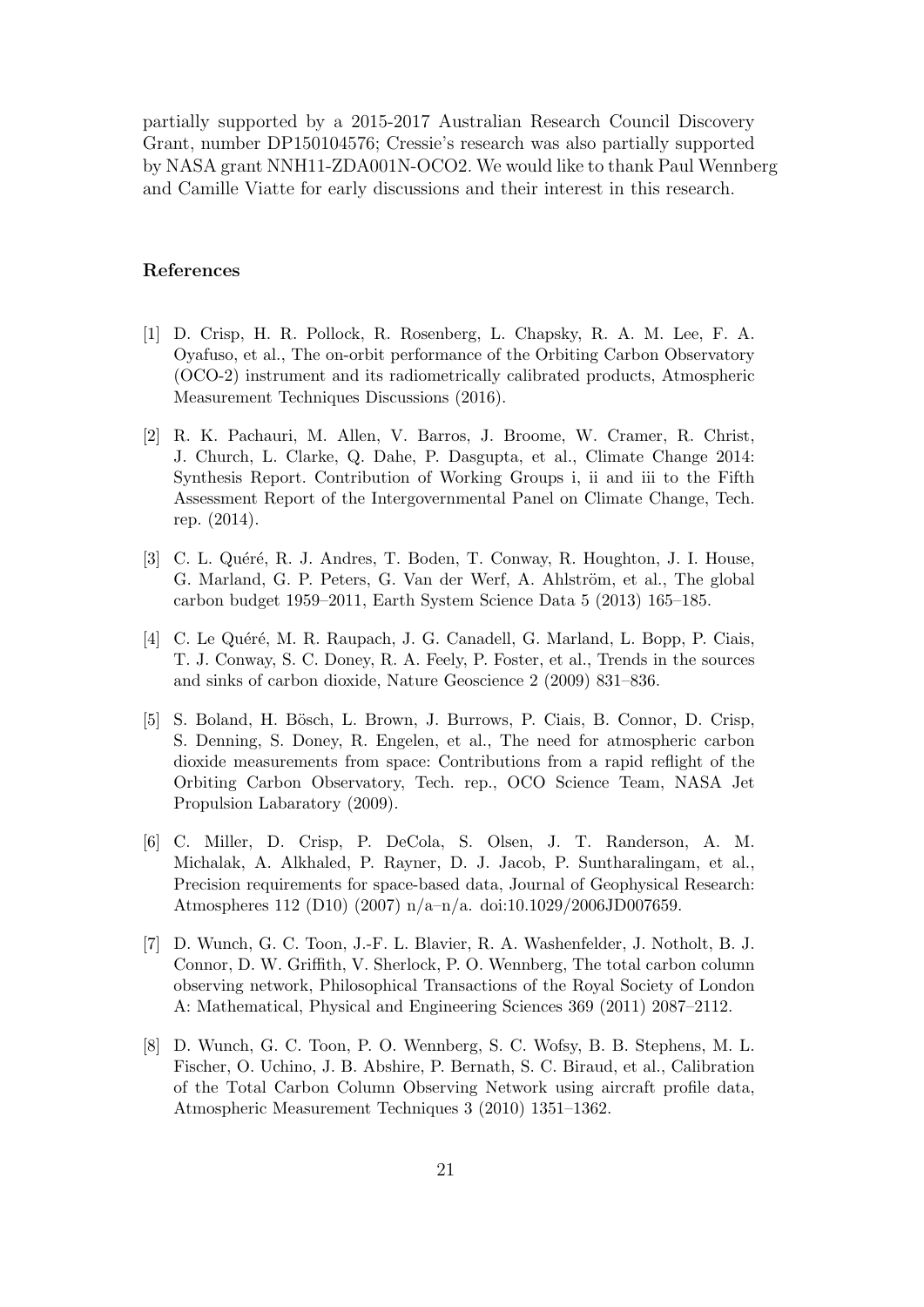partially supported by a 2015-2017 Australian Research Council Discovery Grant, number DP150104576; Cressie's research was also partially supported by NASA grant NNH11-ZDA001N-OCO2. We would like to thank Paul Wennberg and Camille Viatte for early discussions and their interest in this research.

## References

[1] D. Crisp, H. R. Pollock, R. Rosenberg, L. Chapsky, R. A. M. Lee, F. A. Oyafuso, et al., The on-orbit performance of the Orbiting Carbon Observatory (OCO-2) instrument and its radiometrically calibrated products, Atmospheric Measurement Techniques Discussions (2016).

[2] R. K. Pachauri, M. Allen, V. Barros, J. Broome, W. Cramer, R. Christ, J. Church, L. Clarke, Q. Dahe, P. Dasgupta, et al., Climate Change 2014: Synthesis Report. Contribution of Working Groups i, ii and iii to the Fifth Assessment Report of the Intergovernmental Panel on Climate Change, Tech. rep. (2014).

[3] C. L. Quéré, R. J. Andres, T. Boden, T. Conway, R. Houghton, J. I. House, G. Marland, G. P. Peters, G. Van der Werf, A. Ahlström, et al., The global carbon budget 1959–2011, Earth System Science Data 5 (2013) 165–185.

[4] C. Le Quéré, M. R. Raupach, J. G. Canadell, G. Marland, L. Bopp, P. Ciais, T. J. Conway, S. C. Doney, R. A. Feely, P. Foster, et al., Trends in the sources and sinks of carbon dioxide, Nature Geoscience 2 (2009) 831–836.

[5] S. Boland, H. Bösch, L. Brown, J. Burrows, P. Ciais, B. Connor, D. Crisp, S. Denning, S. Doney, R. Engelen, et al., The need for atmospheric carbon dioxide measurements from space: Contributions from a rapid reflight of the Orbiting Carbon Observatory, Tech. rep., OCO Science Team, NASA Jet Propulsion Labaratory (2009).

[6] C. Miller, D. Crisp, P. DeCola, S. Olsen, J. T. Randerson, A. M. Michalak, A. Alkhaled, P. Rayner, D. J. Jacob, P. Suntharalingam, et al., Precision requirements for space-based data, Journal of Geophysical Research: Atmospheres 112 (D10) (2007) n/a–n/a. doi:10.1029/2006JD007659.

[7] D. Wunch, G. C. Toon, J.-F. L. Blavier, R. A. Washenfelder, J. Notholt, B. J. Connor, D. W. Griffith, V. Sherlock, P. O. Wennberg, The total carbon column observing network, Philosophical Transactions of the Royal Society of London A: Mathematical, Physical and Engineering Sciences 369 (2011) 2087–2112.

[8] D. Wunch, G. C. Toon, P. O. Wennberg, S. C. Wofsy, B. B. Stephens, M. L. Fischer, O. Uchino, J. B. Abshire, P. Bernath, S. C. Biraud, et al., Calibration of the Total Carbon Column Observing Network using aircraft profile data, Atmospheric Measurement Techniques 3 (2010) 1351–1362.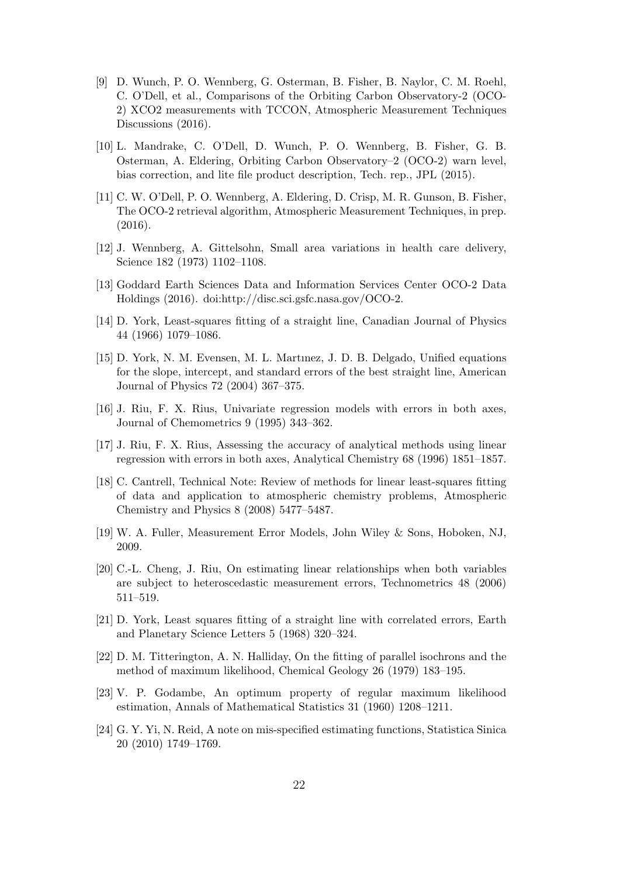[9] D. Wunch, P. O. Wennberg, G. Osterman, B. Fisher, B. Naylor, C. M. Roehl, C. O'Dell, et al., Comparisons of the Orbiting Carbon Observatory-2 (OCO-2) XCO2 measurements with TCCON, Atmospheric Measurement Techniques Discussions (2016).

[10] L. Mandrake, C. O'Dell, D. Wunch, P. O. Wennberg, B. Fisher, G. B. Osterman, A. Eldering, Orbiting Carbon Observatory–2 (OCO-2) warn level, bias correction, and lite file product description, Tech. rep., JPL (2015).

[11] C. W. O'Dell, P. O. Wennberg, A. Eldering, D. Crisp, M. R. Gunson, B. Fisher, The OCO-2 retrieval algorithm, Atmospheric Measurement Techniques, in prep. (2016).

[12] J. Wennberg, A. Gittelsohn, Small area variations in health care delivery, Science 182 (1973) 1102–1108.

[13] Goddard Earth Sciences Data and Information Services Center OCO-2 Data Holdings (2016). doi:http://disc.sci.gsfc.nasa.gov/OCO-2.

[14] D. York, Least-squares fitting of a straight line, Canadian Journal of Physics 44 (1966) 1079–1086.

[15] D. York, N. M. Evensen, M. L. Martınez, J. D. B. Delgado, Unified equations for the slope, intercept, and standard errors of the best straight line, American Journal of Physics 72 (2004) 367–375.

[16] J. Riu, F. X. Rius, Univariate regression models with errors in both axes, Journal of Chemometrics 9 (1995) 343–362.

[17] J. Riu, F. X. Rius, Assessing the accuracy of analytical methods using linear regression with errors in both axes, Analytical Chemistry 68 (1996) 1851–1857.

[18] C. Cantrell, Technical Note: Review of methods for linear least-squares fitting of data and application to atmospheric chemistry problems, Atmospheric Chemistry and Physics 8 (2008) 5477–5487.

[19] W. A. Fuller, Measurement Error Models, John Wiley & Sons, Hoboken, NJ, 2009.

[20] C.-L. Cheng, J. Riu, On estimating linear relationships when both variables are subject to heteroscedastic measurement errors, Technometrics 48 (2006) 511–519.

[21] D. York, Least squares fitting of a straight line with correlated errors, Earth and Planetary Science Letters 5 (1968) 320–324.

[22] D. M. Titterington, A. N. Halliday, On the fitting of parallel isochrons and the method of maximum likelihood, Chemical Geology 26 (1979) 183–195.

[23] V. P. Godambe, An optimum property of regular maximum likelihood estimation, Annals of Mathematical Statistics 31 (1960) 1208–1211.

[24] G. Y. Yi, N. Reid, A note on mis-specified estimating functions, Statistica Sinica 20 (2010) 1749–1769.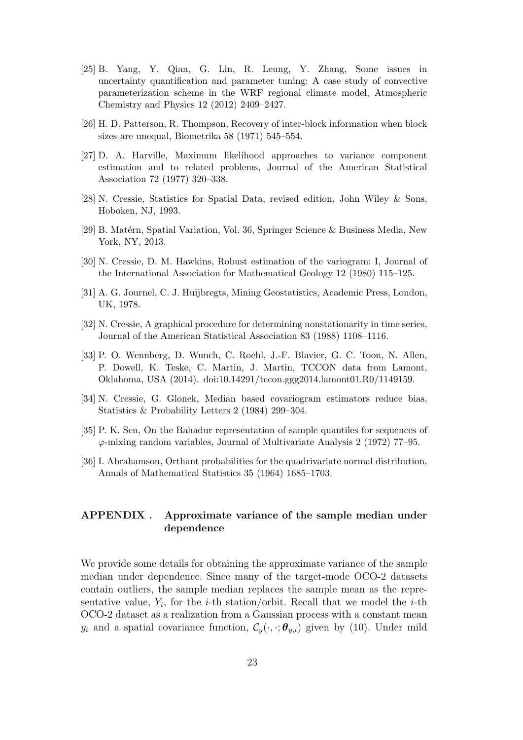[25] B. Yang, Y. Qian, G. Lin, R. Leung, Y. Zhang, Some issues in uncertainty quantification and parameter tuning: A case study of convective parameterization scheme in the WRF regional climate model, Atmospheric Chemistry and Physics 12 (2012) 2409–2427.

[26] H. D. Patterson, R. Thompson, Recovery of inter-block information when block sizes are unequal, Biometrika 58 (1971) 545–554.

[27] D. A. Harville, Maximum likelihood approaches to variance component estimation and to related problems, Journal of the American Statistical Association 72 (1977) 320–338.

[28] N. Cressie, Statistics for Spatial Data, revised edition, John Wiley & Sons, Hoboken, NJ, 1993.

[29] B. Matérn, Spatial Variation, Vol. 36, Springer Science & Business Media, New York, NY, 2013.

[30] N. Cressie, D. M. Hawkins, Robust estimation of the variogram: I, Journal of the International Association for Mathematical Geology 12 (1980) 115–125.

[31] A. G. Journel, C. J. Huijbregts, Mining Geostatistics, Academic Press, London, UK, 1978.

[32] N. Cressie, A graphical procedure for determining nonstationarity in time series, Journal of the American Statistical Association 83 (1988) 1108–1116.

[33] P. O. Wennberg, D. Wunch, C. Roehl, J.-F. Blavier, G. C. Toon, N. Allen, P. Dowell, K. Teske, C. Martin, J. Martin, TCCON data from Lamont, Oklahoma, USA (2014). doi:10.14291/tccon.ggg2014.lamont01.R0/1149159.

[34] N. Cressie, G. Glonek, Median based covariogram estimators reduce bias, Statistics & Probability Letters 2 (1984) 299–304.

[35] P. K. Sen, On the Bahadur representation of sample quantiles for sequences of $\varphi$-mixing random variables, Journal of Multivariate Analysis 2 (1972) 77–95.

[36] I. Abrahamson, Orthant probabilities for the quadrivariate normal distribution, Annals of Mathematical Statistics 35 (1964) 1685–1703.

## APPENDIX . Approximate variance of the sample median under dependence

We provide some details for obtaining the approximate variance of the sample median under dependence. Since many of the target-mode OCO-2 datasets contain outliers, the sample median replaces the sample mean as the representative value, $Y_i$, for the $i$-th station/orbit. Recall that we model the $i$-th OCO-2 dataset as a realization from a Gaussian process with a constant mean $y_i$ and a spatial covariance function, $\mathcal{C}_y(\cdot, \cdot; \boldsymbol{\theta}_{y,i})$ given by (10). Under mild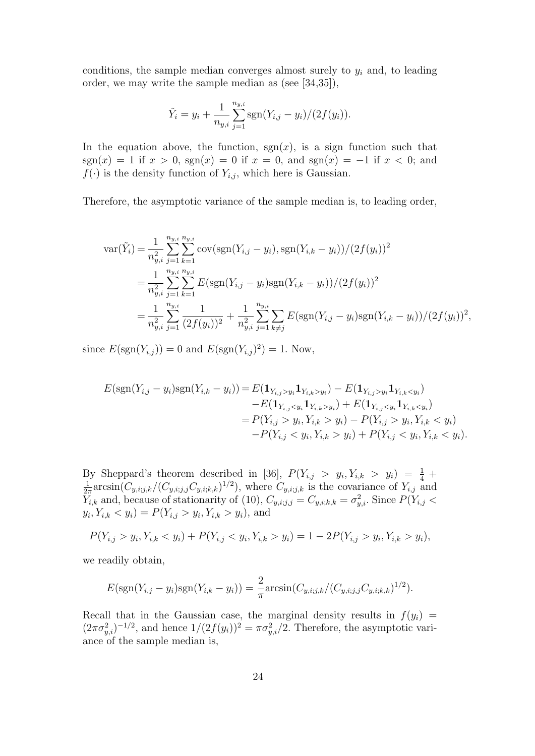conditions, the sample median converges almost surely to $y_i$ and, to leading order, we may write the sample median as (see [34,35]),

$$\tilde{Y}_i = y_i + \frac{1}{n_{y,i}} \sum_{j=1}^{n_{y,i}} \text{sgn}(Y_{i,j} - y_i)/(2f(y_i)).$$

In the equation above, the function, $\text{sgn}(x)$, is a sign function such that $\text{sgn}(x) = 1$ if $x > 0$, $\text{sgn}(x) = 0$ if $x = 0$, and $\text{sgn}(x) = -1$ if $x < 0$; and $f(\cdot)$ is the density function of $Y_{i,j}$, which here is Gaussian.

Therefore, the asymptotic variance of the sample median is, to leading order,

$$\begin{aligned}
\text{var}(\tilde{Y}_i) &= \frac{1}{n_{y,i}^2} \sum_{j=1}^{n_{y,i}} \sum_{k=1}^{n_{y,i}} \text{cov}(\text{sgn}(Y_{i,j} - y_i), \text{sgn}(Y_{i,k} - y_i))/(2f(y_i))^2 \\
&= \frac{1}{n_{y,i}^2} \sum_{j=1}^{n_{y,i}} \sum_{k=1}^{n_{y,i}} E(\text{sgn}(Y_{i,j} - y_i)\text{sgn}(Y_{i,k} - y_i))/(2f(y_i))^2 \\
&= \frac{1}{n_{y,i}^2} \sum_{j=1}^{n_{y,i}} \frac{1}{(2f(y_i))^2} + \frac{1}{n_{y,i}^2} \sum_{j=1}^{n_{y,i}} \sum_{k \neq j} E(\text{sgn}(Y_{i,j} - y_i)\text{sgn}(Y_{i,k} - y_i))/(2f(y_i))^2,
\end{aligned}$$

since $E(\text{sgn}(Y_{i,j})) = 0$ and $E(\text{sgn}(Y_{i,j})^2) = 1$. Now,

$$\begin{aligned}
E(\text{sgn}(Y_{i,j} - y_i)\text{sgn}(Y_{i,k} - y_i)) &= E(\mathbf{1}_{Y_{i,j} > y_i} \mathbf{1}_{Y_{i,k} > y_i}) - E(\mathbf{1}_{Y_{i,j} > y_i} \mathbf{1}_{Y_{i,k} < y_i}) \\
&\quad - E(\mathbf{1}_{Y_{i,j} < y_i} \mathbf{1}_{Y_{i,k} > y_i}) + E(\mathbf{1}_{Y_{i,j} < y_i} \mathbf{1}_{Y_{i,k} < y_i}) \\
&= P(Y_{i,j} > y_i, Y_{i,k} > y_i) - P(Y_{i,j} > y_i, Y_{i,k} < y_i) \\
&\quad - P(Y_{i,j} < y_i, Y_{i,k} > y_i) + P(Y_{i,j} < y_i, Y_{i,k} < y_i).
\end{aligned}$$

By Sheppard's theorem described in [36], $P(Y_{i,j} > y_i, Y_{i,k} > y_i) = \frac{1}{4} + \frac{1}{2\pi}\text{arcsin}(C_{y,i;j,k}/(C_{y,i;j,j}C_{y,i;k,k})^{1/2})$, where $C_{y,i;j,k}$ is the covariance of $Y_{i,j}$ and $Y_{i,k}$ and, because of stationarity of (10), $C_{y,i;j,j} = C_{y,i;k,k} = \sigma_{y,i}^2$. Since $P(Y_{i,j} < y_i, Y_{i,k} < y_i) = P(Y_{i,j} > y_i, Y_{i,k} > y_i)$, and

$$P(Y_{i,j} > y_i, Y_{i,k} < y_i) + P(Y_{i,j} < y_i, Y_{i,k} > y_i) = 1 - 2P(Y_{i,j} > y_i, Y_{i,k} > y_i),$$

we readily obtain,

$$E(\text{sgn}(Y_{i,j} - y_i)\text{sgn}(Y_{i,k} - y_i)) = \frac{2}{\pi}\text{arcsin}(C_{y,i;j,k}/(C_{y,i;j,j}C_{y,i;k,k})^{1/2}).$$

Recall that in the Gaussian case, the marginal density results in $f(y_i) = (2\pi\sigma_{y,i}^2)^{-1/2}$, and hence $1/(2f(y_i))^2 = \pi\sigma_{y,i}^2/2$. Therefore, the asymptotic variance of the sample median is,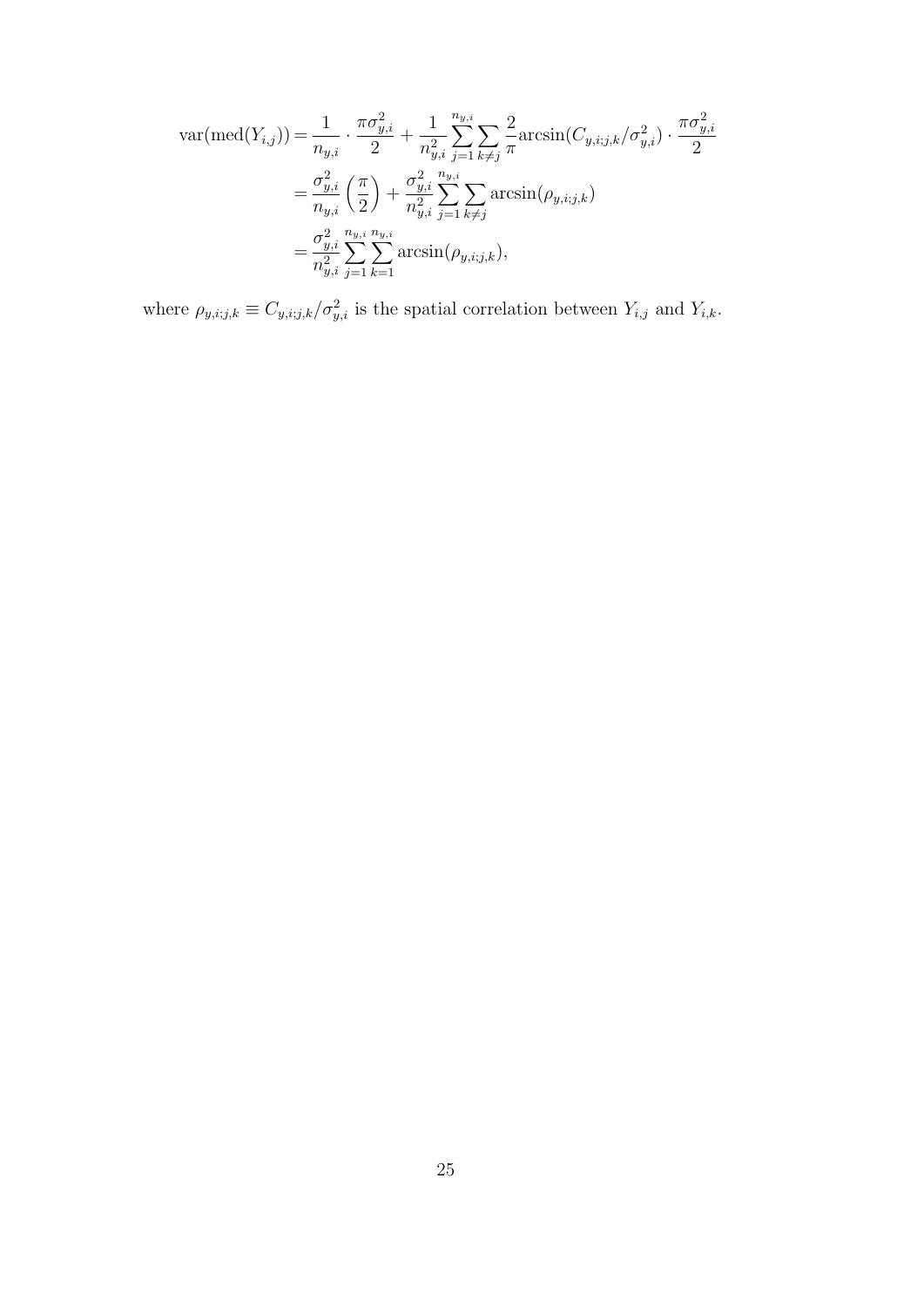$$
\begin{aligned}
\text{var}(\text{med}(Y_{i,j})) &= \frac{1}{n_{y,i}} \cdot \frac{\pi \sigma_{y,i}^2}{2} + \frac{1}{n_{y,i}^2} \sum_{j=1}^{n_{y,i}} \sum_{k \neq j} \frac{2}{\pi} \text{arcsin}(C_{y,i;j,k}/\sigma_{y,i}^2) \cdot \frac{\pi \sigma_{y,i}^2}{2} \\
&= \frac{\sigma_{y,i}^2}{n_{y,i}} \left( \frac{\pi}{2} \right) + \frac{\sigma_{y,i}^2}{n_{y,i}^2} \sum_{j=1}^{n_{y,i}} \sum_{k \neq j} \text{arcsin}(\rho_{y,i;j,k}) \\
&= \frac{\sigma_{y,i}^2}{n_{y,i}^2} \sum_{j=1}^{n_{y,i}} \sum_{k=1}^{n_{y,i}} \text{arcsin}(\rho_{y,i;j,k}),
\end{aligned}
$$

where $\rho_{y,i;j,k} \equiv C_{y,i;j,k}/\sigma_{y,i}^2$ is the spatial correlation between $Y_{i,j}$ and $Y_{i,k}$.